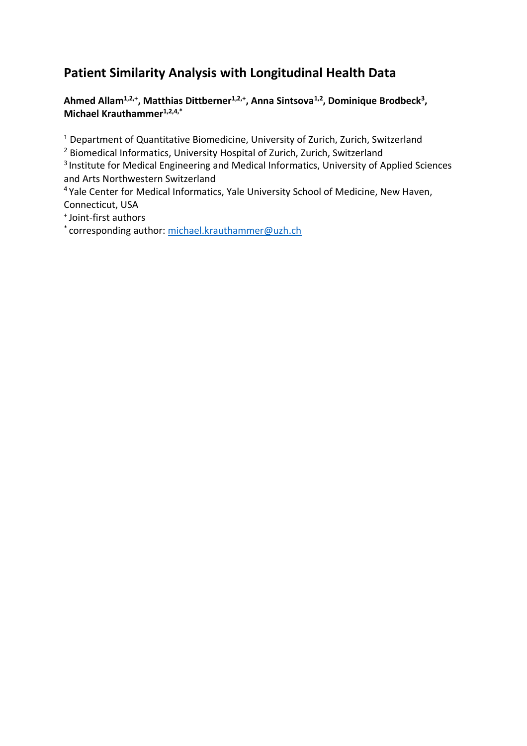# Patient Similarity Analysis with Longitudinal Health Data

**Ahmed Allam[1,2,+], Matthias Dittberner[1,2,+], Anna Sintsova[1,2], Dominique Brodbeck[3], Michael Krauthammer[1,2,4,*]**

[1] Department of Quantitative Biomedicine, University of Zurich, Zurich, Switzerland

[2] Biomedical Informatics, University Hospital of Zurich, Zurich, Switzerland

[3] Institute for Medical Engineering and Medical Informatics, University of Applied Sciences and Arts Northwestern Switzerland

[4] Yale Center for Medical Informatics, Yale University School of Medicine, New Haven, Connecticut, USA

[+] Joint-first authors

[*] corresponding author: michael.krauthammer@uzh.ch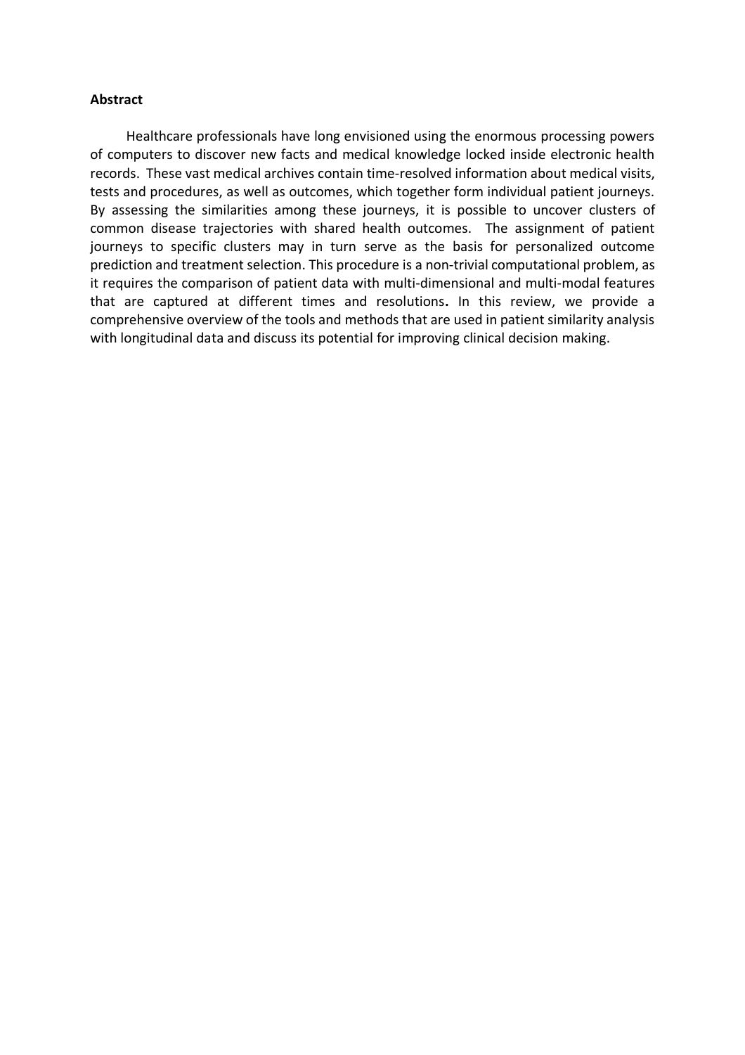**Abstract**

Healthcare professionals have long envisioned using the enormous processing powers of computers to discover new facts and medical knowledge locked inside electronic health records. These vast medical archives contain time-resolved information about medical visits, tests and procedures, as well as outcomes, which together form individual patient journeys. By assessing the similarities among these journeys, it is possible to uncover clusters of common disease trajectories with shared health outcomes. The assignment of patient journeys to specific clusters may in turn serve as the basis for personalized outcome prediction and treatment selection. This procedure is a non-trivial computational problem, as it requires the comparison of patient data with multi-dimensional and multi-modal features that are captured at different times and resolutions. In this review, we provide a comprehensive overview of the tools and methods that are used in patient similarity analysis with longitudinal data and discuss its potential for improving clinical decision making.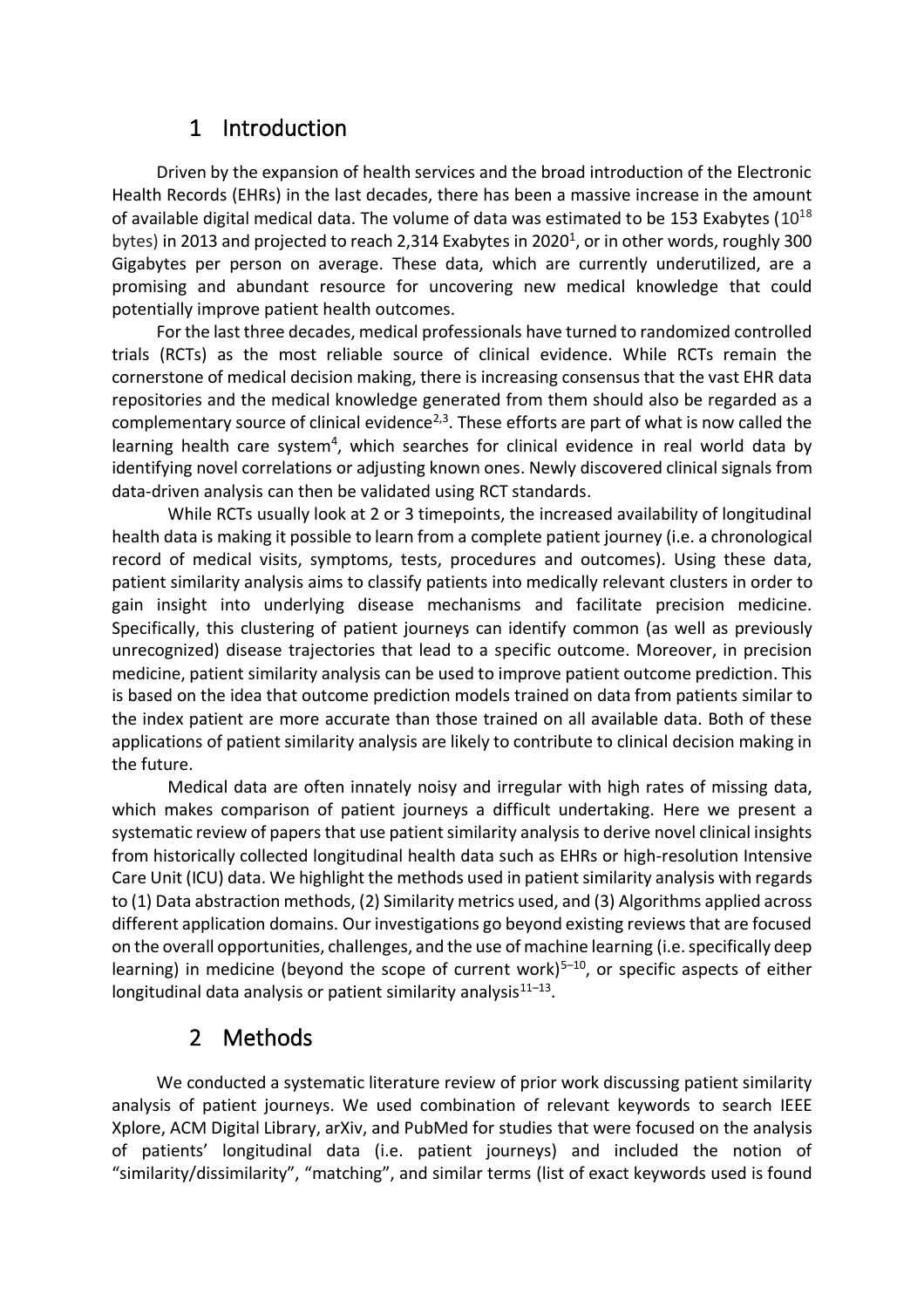# 1 Introduction

Driven by the expansion of health services and the broad introduction of the Electronic Health Records (EHRs) in the last decades, there has been a massive increase in the amount of available digital medical data. The volume of data was estimated to be 153 Exabytes ($10^{18}$ bytes) in 2013 and projected to reach 2,314 Exabytes in 2020[1], or in other words, roughly 300 Gigabytes per person on average. These data, which are currently underutilized, are a promising and abundant resource for uncovering new medical knowledge that could potentially improve patient health outcomes.

For the last three decades, medical professionals have turned to randomized controlled trials (RCTs) as the most reliable source of clinical evidence. While RCTs remain the cornerstone of medical decision making, there is increasing consensus that the vast EHR data repositories and the medical knowledge generated from them should also be regarded as a complementary source of clinical evidence[2,3]. These efforts are part of what is now called the learning health care system[4], which searches for clinical evidence in real world data by identifying novel correlations or adjusting known ones. Newly discovered clinical signals from data-driven analysis can then be validated using RCT standards.

While RCTs usually look at 2 or 3 timepoints, the increased availability of longitudinal health data is making it possible to learn from a complete patient journey (i.e. a chronological record of medical visits, symptoms, tests, procedures and outcomes). Using these data, patient similarity analysis aims to classify patients into medically relevant clusters in order to gain insight into underlying disease mechanisms and facilitate precision medicine. Specifically, this clustering of patient journeys can identify common (as well as previously unrecognized) disease trajectories that lead to a specific outcome. Moreover, in precision medicine, patient similarity analysis can be used to improve patient outcome prediction. This is based on the idea that outcome prediction models trained on data from patients similar to the index patient are more accurate than those trained on all available data. Both of these applications of patient similarity analysis are likely to contribute to clinical decision making in the future.

Medical data are often innately noisy and irregular with high rates of missing data, which makes comparison of patient journeys a difficult undertaking. Here we present a systematic review of papers that use patient similarity analysis to derive novel clinical insights from historically collected longitudinal health data such as EHRs or high-resolution Intensive Care Unit (ICU) data. We highlight the methods used in patient similarity analysis with regards to (1) Data abstraction methods, (2) Similarity metrics used, and (3) Algorithms applied across different application domains. Our investigations go beyond existing reviews that are focused on the overall opportunities, challenges, and the use of machine learning (i.e. specifically deep learning) in medicine (beyond the scope of current work)[5–10], or specific aspects of either longitudinal data analysis or patient similarity analysis[11–13].

# 2 Methods

We conducted a systematic literature review of prior work discussing patient similarity analysis of patient journeys. We used combination of relevant keywords to search IEEE Xplore, ACM Digital Library, arXiv, and PubMed for studies that were focused on the analysis of patients' longitudinal data (i.e. patient journeys) and included the notion of "similarity/dissimilarity", "matching", and similar terms (list of exact keywords used is found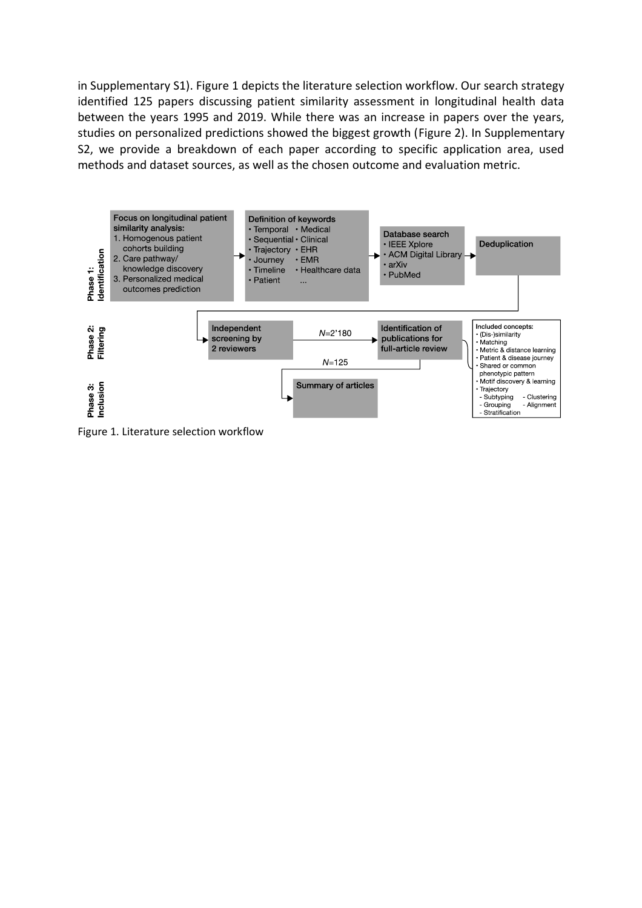in Supplementary S1). Figure 1 depicts the literature selection workflow. Our search strategy identified 125 papers discussing patient similarity assessment in longitudinal health data between the years 1995 and 2019. While there was an increase in papers over the years, studies on personalized predictions showed the biggest growth (Figure 2). In Supplementary S2, we provide a breakdown of each paper according to specific application area, used methods and dataset sources, as well as the chosen outcome and evaluation metric.

**Phase 1: Identification**

**Focus on longitudinal patient similarity analysis:**
1. Homogenous patient cohorts building
2. Care pathway/ knowledge discovery
3. Personalized medical outcomes prediction

→ **Definition of keywords**
- Temporal
- Sequential
- Trajectory
- Journey
- Timeline
- Patient
- Medical
- Clinical
- EHR
- EMR
- Healthcare data
- ...

→ **Database search**
- IEEE Xplore
- ACM Digital Library
- arXiv
- PubMed

→ **Deduplication**

**Phase 2: Filtering**

→ **Independent screening by 2 reviewers** → *N*=2'180 → **Identification of publications for full-article review**

Included concepts:
- (Dis-)similarity
- Matching
- Metric & distance learning
- Patient & disease journey
- Shared or common phenotypic pattern
- Motif discovery & learning
- Trajectory
  - Subtyping
  - Clustering
  - Grouping
  - Alignment
  - Stratification

**Phase 3: Inclusion**

*N*=125 → **Summary of articles**

Figure 1. Literature selection workflow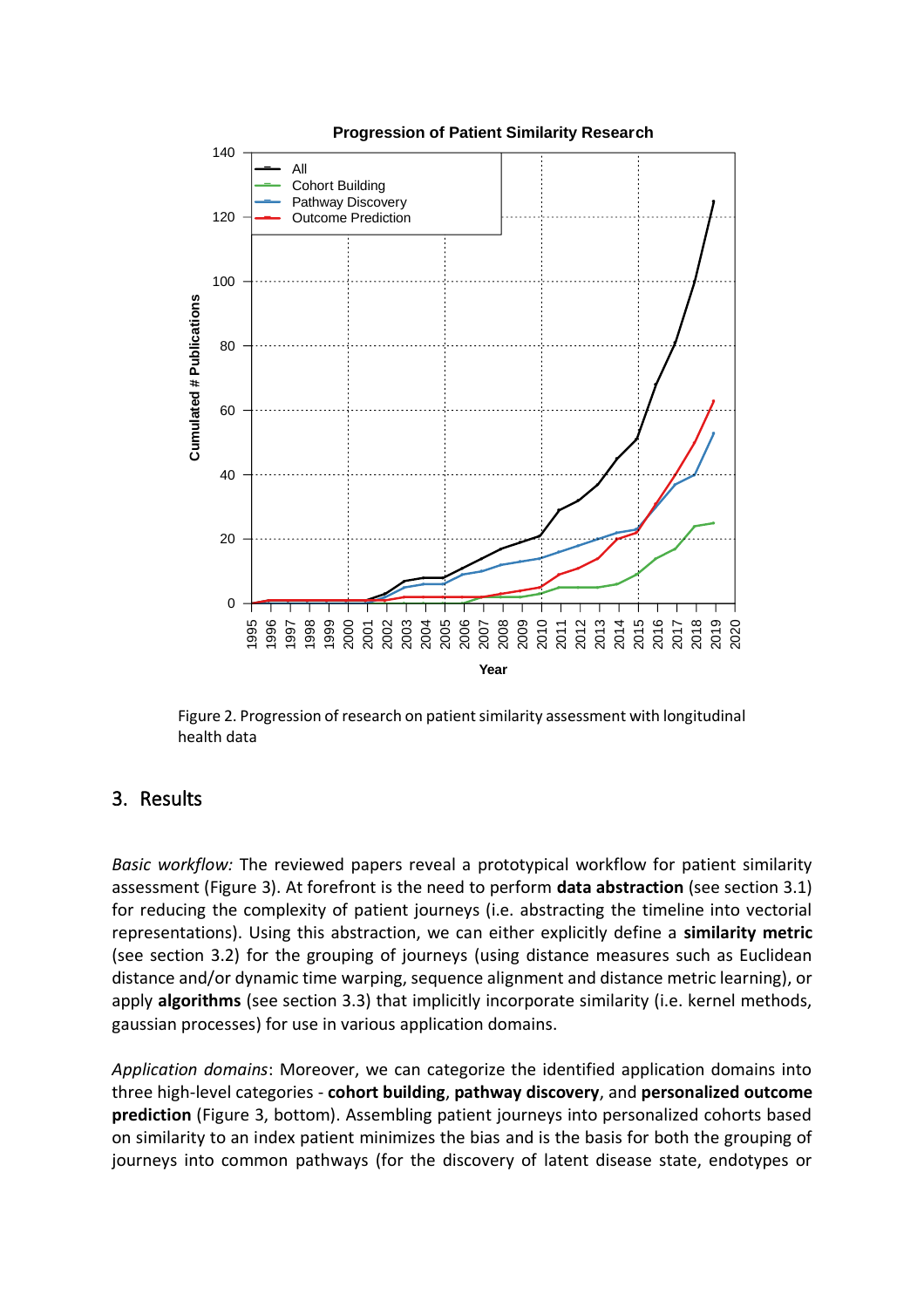Figure 2. Progression of research on patient similarity assessment with longitudinal health data

## 3. Results

*Basic workflow:* The reviewed papers reveal a prototypical workflow for patient similarity assessment (Figure 3). At forefront is the need to perform **data abstraction** (see section 3.1) for reducing the complexity of patient journeys (i.e. abstracting the timeline into vectorial representations). Using this abstraction, we can either explicitly define a **similarity metric** (see section 3.2) for the grouping of journeys (using distance measures such as Euclidean distance and/or dynamic time warping, sequence alignment and distance metric learning), or apply **algorithms** (see section 3.3) that implicitly incorporate similarity (i.e. kernel methods, gaussian processes) for use in various application domains.

*Application domains*: Moreover, we can categorize the identified application domains into three high-level categories - **cohort building**, **pathway discovery**, and **personalized outcome prediction** (Figure 3, bottom). Assembling patient journeys into personalized cohorts based on similarity to an index patient minimizes the bias and is the basis for both the grouping of journeys into common pathways (for the discovery of latent disease state, endotypes or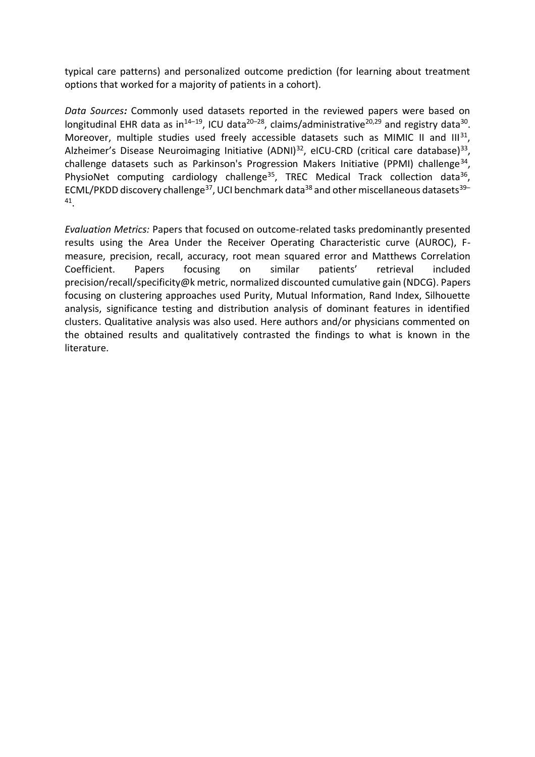typical care patterns) and personalized outcome prediction (for learning about treatment options that worked for a majority of patients in a cohort).

*Data Sources:* Commonly used datasets reported in the reviewed papers were based on longitudinal EHR data as in[14–19], ICU data[20–28], claims/administrative[20,29] and registry data[30]. Moreover, multiple studies used freely accessible datasets such as MIMIC II and III[31], Alzheimer's Disease Neuroimaging Initiative (ADNI)[32], eICU-CRD (critical care database)[33], challenge datasets such as Parkinson's Progression Makers Initiative (PPMI) challenge[34], PhysioNet computing cardiology challenge[35], TREC Medical Track collection data[36], ECML/PKDD discovery challenge[37], UCI benchmark data[38] and other miscellaneous datasets[39–41].

*Evaluation Metrics:* Papers that focused on outcome-related tasks predominantly presented results using the Area Under the Receiver Operating Characteristic curve (AUROC), F-measure, precision, recall, accuracy, root mean squared error and Matthews Correlation Coefficient. Papers focusing on similar patients' retrieval included precision/recall/specificity@k metric, normalized discounted cumulative gain (NDCG). Papers focusing on clustering approaches used Purity, Mutual Information, Rand Index, Silhouette analysis, significance testing and distribution analysis of dominant features in identified clusters. Qualitative analysis was also used. Here authors and/or physicians commented on the obtained results and qualitatively contrasted the findings to what is known in the literature.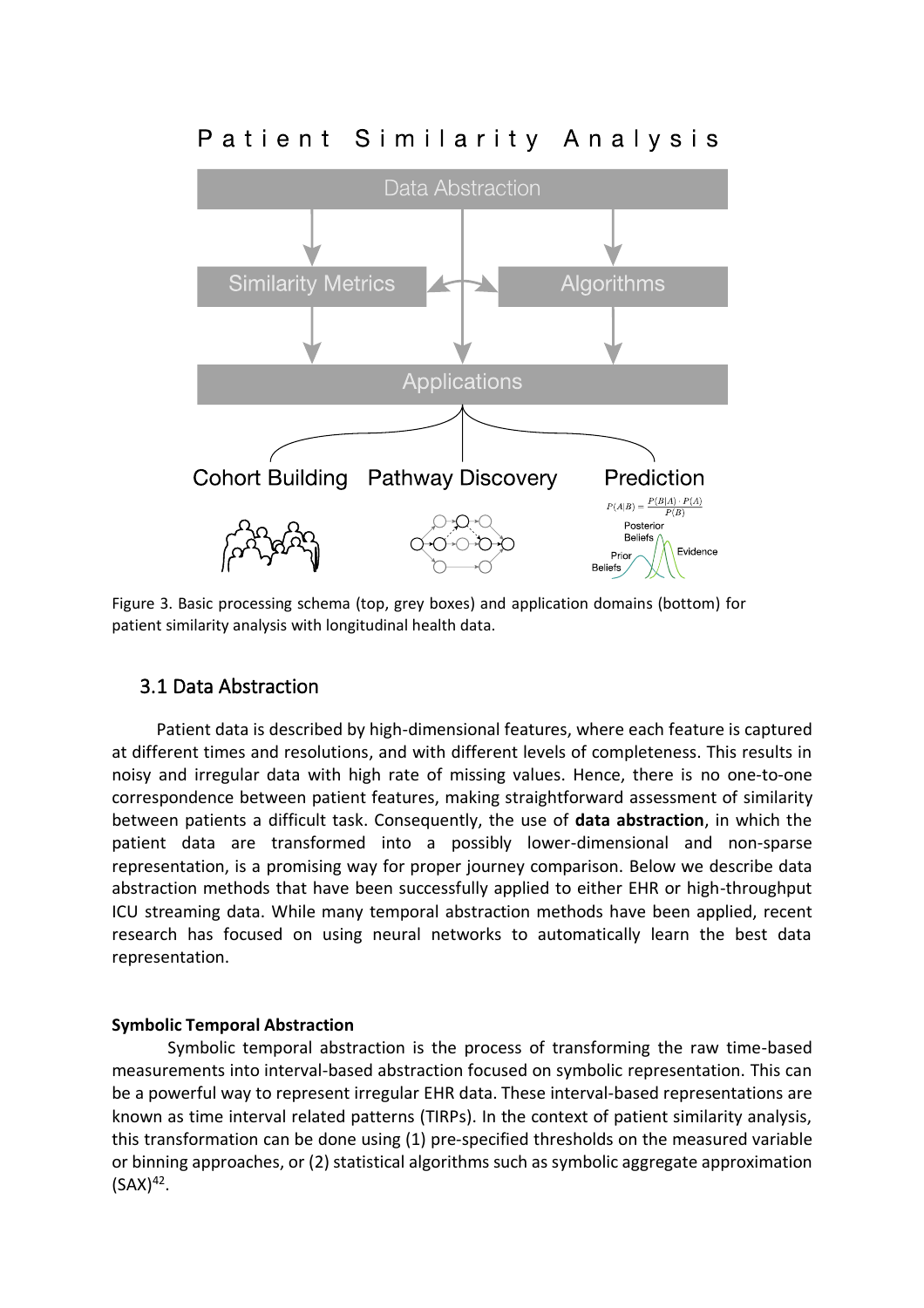Figure 3. Basic processing schema (top, grey boxes) and application domains (bottom) for patient similarity analysis with longitudinal health data.

## 3.1 Data Abstraction

Patient data is described by high-dimensional features, where each feature is captured at different times and resolutions, and with different levels of completeness. This results in noisy and irregular data with high rate of missing values. Hence, there is no one-to-one correspondence between patient features, making straightforward assessment of similarity between patients a difficult task. Consequently, the use of **data abstraction**, in which the patient data are transformed into a possibly lower-dimensional and non-sparse representation, is a promising way for proper journey comparison. Below we describe data abstraction methods that have been successfully applied to either EHR or high-throughput ICU streaming data. While many temporal abstraction methods have been applied, recent research has focused on using neural networks to automatically learn the best data representation.

**Symbolic Temporal Abstraction**

Symbolic temporal abstraction is the process of transforming the raw time-based measurements into interval-based abstraction focused on symbolic representation. This can be a powerful way to represent irregular EHR data. These interval-based representations are known as time interval related patterns (TIRPs). In the context of patient similarity analysis, this transformation can be done using (1) pre-specified thresholds on the measured variable or binning approaches, or (2) statistical algorithms such as symbolic aggregate approximation (SAX)[42].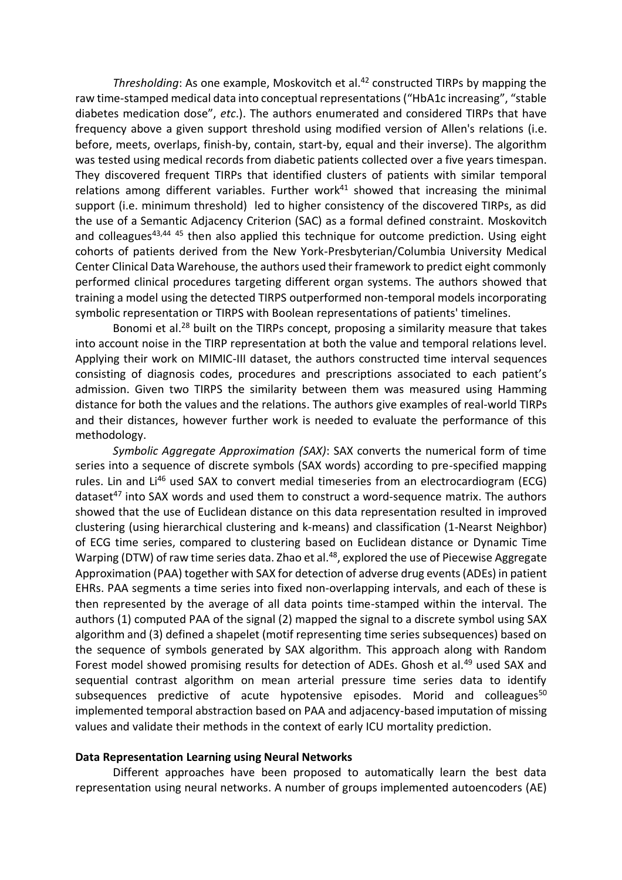*Thresholding*: As one example, Moskovitch et al.[42] constructed TIRPs by mapping the raw time-stamped medical data into conceptual representations ("HbA1c increasing", "stable diabetes medication dose", *etc*.). The authors enumerated and considered TIRPs that have frequency above a given support threshold using modified version of Allen's relations (i.e. before, meets, overlaps, finish-by, contain, start-by, equal and their inverse). The algorithm was tested using medical records from diabetic patients collected over a five years timespan. They discovered frequent TIRPs that identified clusters of patients with similar temporal relations among different variables. Further work[41] showed that increasing the minimal support (i.e. minimum threshold) led to higher consistency of the discovered TIRPs, as did the use of a Semantic Adjacency Criterion (SAC) as a formal defined constraint. Moskovitch and colleagues[43,44 45] then also applied this technique for outcome prediction. Using eight cohorts of patients derived from the New York-Presbyterian/Columbia University Medical Center Clinical Data Warehouse, the authors used their framework to predict eight commonly performed clinical procedures targeting different organ systems. The authors showed that training a model using the detected TIRPS outperformed non-temporal models incorporating symbolic representation or TIRPS with Boolean representations of patients' timelines.

Bonomi et al.[28] built on the TIRPs concept, proposing a similarity measure that takes into account noise in the TIRP representation at both the value and temporal relations level. Applying their work on MIMIC-III dataset, the authors constructed time interval sequences consisting of diagnosis codes, procedures and prescriptions associated to each patient's admission. Given two TIRPS the similarity between them was measured using Hamming distance for both the values and the relations. The authors give examples of real-world TIRPs and their distances, however further work is needed to evaluate the performance of this methodology.

*Symbolic Aggregate Approximation (SAX)*: SAX converts the numerical form of time series into a sequence of discrete symbols (SAX words) according to pre-specified mapping rules. Lin and Li[46] used SAX to convert medial timeseries from an electrocardiogram (ECG) dataset[47] into SAX words and used them to construct a word-sequence matrix. The authors showed that the use of Euclidean distance on this data representation resulted in improved clustering (using hierarchical clustering and k-means) and classification (1-Nearst Neighbor) of ECG time series, compared to clustering based on Euclidean distance or Dynamic Time Warping (DTW) of raw time series data. Zhao et al.[48], explored the use of Piecewise Aggregate Approximation (PAA) together with SAX for detection of adverse drug events (ADEs) in patient EHRs. PAA segments a time series into fixed non-overlapping intervals, and each of these is then represented by the average of all data points time-stamped within the interval. The authors (1) computed PAA of the signal (2) mapped the signal to a discrete symbol using SAX algorithm and (3) defined a shapelet (motif representing time series subsequences) based on the sequence of symbols generated by SAX algorithm. This approach along with Random Forest model showed promising results for detection of ADEs. Ghosh et al.[49] used SAX and sequential contrast algorithm on mean arterial pressure time series data to identify subsequences predictive of acute hypotensive episodes. Morid and colleagues[50] implemented temporal abstraction based on PAA and adjacency-based imputation of missing values and validate their methods in the context of early ICU mortality prediction.

**Data Representation Learning using Neural Networks**

Different approaches have been proposed to automatically learn the best data representation using neural networks. A number of groups implemented autoencoders (AE)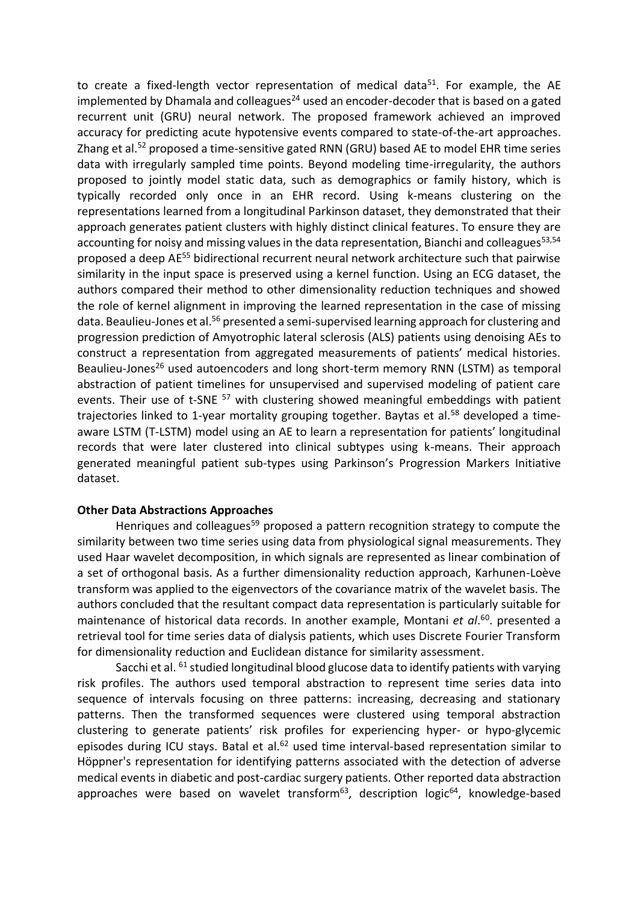to create a fixed-length vector representation of medical data[51]. For example, the AE implemented by Dhamala and colleagues[24] used an encoder-decoder that is based on a gated recurrent unit (GRU) neural network. The proposed framework achieved an improved accuracy for predicting acute hypotensive events compared to state-of-the-art approaches. Zhang et al.[52] proposed a time-sensitive gated RNN (GRU) based AE to model EHR time series data with irregularly sampled time points. Beyond modeling time-irregularity, the authors proposed to jointly model static data, such as demographics or family history, which is typically recorded only once in an EHR record. Using k-means clustering on the representations learned from a longitudinal Parkinson dataset, they demonstrated that their approach generates patient clusters with highly distinct clinical features. To ensure they are accounting for noisy and missing values in the data representation, Bianchi and colleagues[53,54] proposed a deep AE[55] bidirectional recurrent neural network architecture such that pairwise similarity in the input space is preserved using a kernel function. Using an ECG dataset, the authors compared their method to other dimensionality reduction techniques and showed the role of kernel alignment in improving the learned representation in the case of missing data. Beaulieu-Jones et al.[56] presented a semi-supervised learning approach for clustering and progression prediction of Amyotrophic lateral sclerosis (ALS) patients using denoising AEs to construct a representation from aggregated measurements of patients' medical histories. Beaulieu-Jones[26] used autoencoders and long short-term memory RNN (LSTM) as temporal abstraction of patient timelines for unsupervised and supervised modeling of patient care events. Their use of t-SNE [57] with clustering showed meaningful embeddings with patient trajectories linked to 1-year mortality grouping together. Baytas et al.[58] developed a time-aware LSTM (T-LSTM) model using an AE to learn a representation for patients' longitudinal records that were later clustered into clinical subtypes using k-means. Their approach generated meaningful patient sub-types using Parkinson's Progression Markers Initiative dataset.

**Other Data Abstractions Approaches**

Henriques and colleagues[59] proposed a pattern recognition strategy to compute the similarity between two time series using data from physiological signal measurements. They used Haar wavelet decomposition, in which signals are represented as linear combination of a set of orthogonal basis. As a further dimensionality reduction approach, Karhunen-Loève transform was applied to the eigenvectors of the covariance matrix of the wavelet basis. The authors concluded that the resultant compact data representation is particularly suitable for maintenance of historical data records. In another example, Montani *et al*.[60]. presented a retrieval tool for time series data of dialysis patients, which uses Discrete Fourier Transform for dimensionality reduction and Euclidean distance for similarity assessment.

Sacchi et al. [61] studied longitudinal blood glucose data to identify patients with varying risk profiles. The authors used temporal abstraction to represent time series data into sequence of intervals focusing on three patterns: increasing, decreasing and stationary patterns. Then the transformed sequences were clustered using temporal abstraction clustering to generate patients' risk profiles for experiencing hyper- or hypo-glycemic episodes during ICU stays. Batal et al.[62] used time interval-based representation similar to Höppner's representation for identifying patterns associated with the detection of adverse medical events in diabetic and post-cardiac surgery patients. Other reported data abstraction approaches were based on wavelet transform[63], description logic[64], knowledge-based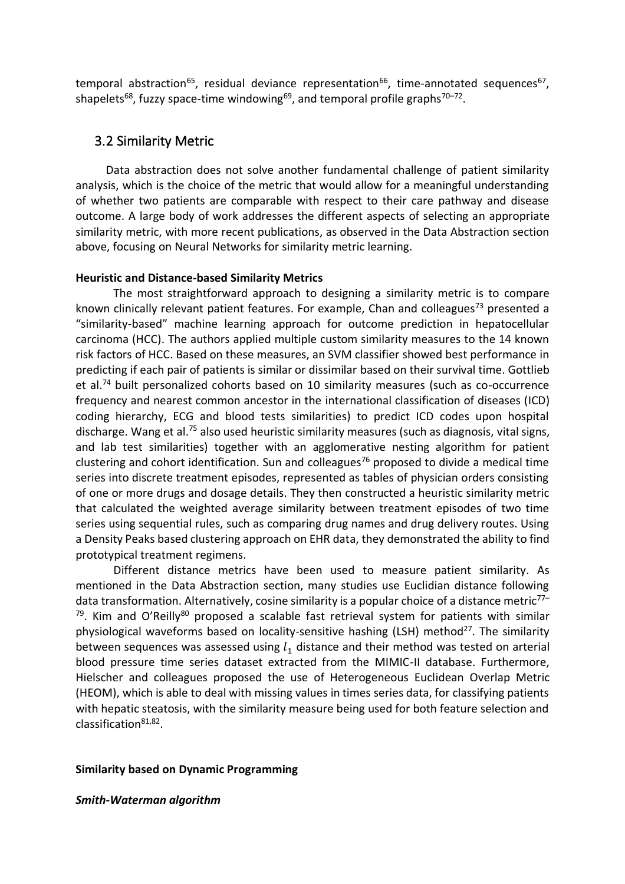temporal abstraction[65], residual deviance representation[66], time-annotated sequences[67], shapelets[68], fuzzy space-time windowing[69], and temporal profile graphs[70–72].

## 3.2 Similarity Metric

Data abstraction does not solve another fundamental challenge of patient similarity analysis, which is the choice of the metric that would allow for a meaningful understanding of whether two patients are comparable with respect to their care pathway and disease outcome. A large body of work addresses the different aspects of selecting an appropriate similarity metric, with more recent publications, as observed in the Data Abstraction section above, focusing on Neural Networks for similarity metric learning.

**Heuristic and Distance-based Similarity Metrics**

The most straightforward approach to designing a similarity metric is to compare known clinically relevant patient features. For example, Chan and colleagues[73] presented a "similarity-based" machine learning approach for outcome prediction in hepatocellular carcinoma (HCC). The authors applied multiple custom similarity measures to the 14 known risk factors of HCC. Based on these measures, an SVM classifier showed best performance in predicting if each pair of patients is similar or dissimilar based on their survival time. Gottlieb et al.[74] built personalized cohorts based on 10 similarity measures (such as co-occurrence frequency and nearest common ancestor in the international classification of diseases (ICD) coding hierarchy, ECG and blood tests similarities) to predict ICD codes upon hospital discharge. Wang et al.[75] also used heuristic similarity measures (such as diagnosis, vital signs, and lab test similarities) together with an agglomerative nesting algorithm for patient clustering and cohort identification. Sun and colleagues[76] proposed to divide a medical time series into discrete treatment episodes, represented as tables of physician orders consisting of one or more drugs and dosage details. They then constructed a heuristic similarity metric that calculated the weighted average similarity between treatment episodes of two time series using sequential rules, such as comparing drug names and drug delivery routes. Using a Density Peaks based clustering approach on EHR data, they demonstrated the ability to find prototypical treatment regimens.

Different distance metrics have been used to measure patient similarity. As mentioned in the Data Abstraction section, many studies use Euclidian distance following data transformation. Alternatively, cosine similarity is a popular choice of a distance metric[77–79]. Kim and O'Reilly[80] proposed a scalable fast retrieval system for patients with similar physiological waveforms based on locality-sensitive hashing (LSH) method[27]. The similarity between sequences was assessed using $l_1$ distance and their method was tested on arterial blood pressure time series dataset extracted from the MIMIC-II database. Furthermore, Hielscher and colleagues proposed the use of Heterogeneous Euclidean Overlap Metric (HEOM), which is able to deal with missing values in times series data, for classifying patients with hepatic steatosis, with the similarity measure being used for both feature selection and classification[81,82].

**Similarity based on Dynamic Programming**

***Smith-Waterman algorithm***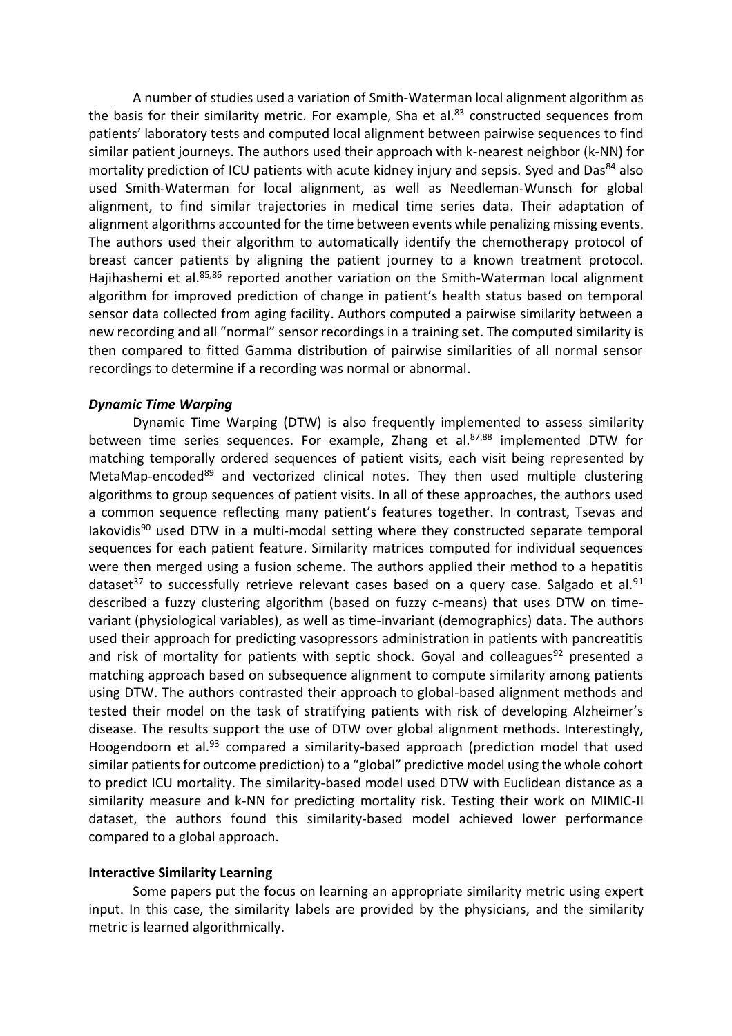A number of studies used a variation of Smith-Waterman local alignment algorithm as the basis for their similarity metric. For example, Sha et al.[83] constructed sequences from patients' laboratory tests and computed local alignment between pairwise sequences to find similar patient journeys. The authors used their approach with k-nearest neighbor (k-NN) for mortality prediction of ICU patients with acute kidney injury and sepsis. Syed and Das[84] also used Smith-Waterman for local alignment, as well as Needleman-Wunsch for global alignment, to find similar trajectories in medical time series data. Their adaptation of alignment algorithms accounted for the time between events while penalizing missing events. The authors used their algorithm to automatically identify the chemotherapy protocol of breast cancer patients by aligning the patient journey to a known treatment protocol. Hajihashemi et al.[85,86] reported another variation on the Smith-Waterman local alignment algorithm for improved prediction of change in patient's health status based on temporal sensor data collected from aging facility. Authors computed a pairwise similarity between a new recording and all "normal" sensor recordings in a training set. The computed similarity is then compared to fitted Gamma distribution of pairwise similarities of all normal sensor recordings to determine if a recording was normal or abnormal.

***Dynamic Time Warping***

Dynamic Time Warping (DTW) is also frequently implemented to assess similarity between time series sequences. For example, Zhang et al.[87,88] implemented DTW for matching temporally ordered sequences of patient visits, each visit being represented by MetaMap-encoded[89] and vectorized clinical notes. They then used multiple clustering algorithms to group sequences of patient visits. In all of these approaches, the authors used a common sequence reflecting many patient's features together. In contrast, Tsevas and Iakovidis[90] used DTW in a multi-modal setting where they constructed separate temporal sequences for each patient feature. Similarity matrices computed for individual sequences were then merged using a fusion scheme. The authors applied their method to a hepatitis dataset[37] to successfully retrieve relevant cases based on a query case. Salgado et al.[91] described a fuzzy clustering algorithm (based on fuzzy c-means) that uses DTW on time-variant (physiological variables), as well as time-invariant (demographics) data. The authors used their approach for predicting vasopressors administration in patients with pancreatitis and risk of mortality for patients with septic shock. Goyal and colleagues[92] presented a matching approach based on subsequence alignment to compute similarity among patients using DTW. The authors contrasted their approach to global-based alignment methods and tested their model on the task of stratifying patients with risk of developing Alzheimer's disease. The results support the use of DTW over global alignment methods. Interestingly, Hoogendoorn et al.[93] compared a similarity-based approach (prediction model that used similar patients for outcome prediction) to a "global" predictive model using the whole cohort to predict ICU mortality. The similarity-based model used DTW with Euclidean distance as a similarity measure and k-NN for predicting mortality risk. Testing their work on MIMIC-II dataset, the authors found this similarity-based model achieved lower performance compared to a global approach.

**Interactive Similarity Learning**

Some papers put the focus on learning an appropriate similarity metric using expert input. In this case, the similarity labels are provided by the physicians, and the similarity metric is learned algorithmically.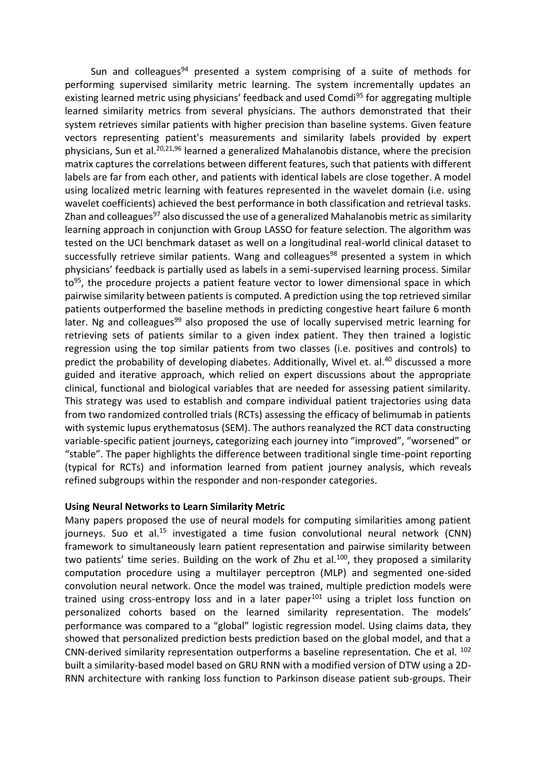Sun and colleagues[94] presented a system comprising of a suite of methods for performing supervised similarity metric learning. The system incrementally updates an existing learned metric using physicians' feedback and used Comdi[95] for aggregating multiple learned similarity metrics from several physicians. The authors demonstrated that their system retrieves similar patients with higher precision than baseline systems. Given feature vectors representing patient's measurements and similarity labels provided by expert physicians, Sun et al.[20,21,96] learned a generalized Mahalanobis distance, where the precision matrix captures the correlations between different features, such that patients with different labels are far from each other, and patients with identical labels are close together. A model using localized metric learning with features represented in the wavelet domain (i.e. using wavelet coefficients) achieved the best performance in both classification and retrieval tasks. Zhan and colleagues[97] also discussed the use of a generalized Mahalanobis metric as similarity learning approach in conjunction with Group LASSO for feature selection. The algorithm was tested on the UCI benchmark dataset as well on a longitudinal real-world clinical dataset to successfully retrieve similar patients. Wang and colleagues[98] presented a system in which physicians' feedback is partially used as labels in a semi-supervised learning process. Similar to[95], the procedure projects a patient feature vector to lower dimensional space in which pairwise similarity between patients is computed. A prediction using the top retrieved similar patients outperformed the baseline methods in predicting congestive heart failure 6 month later. Ng and colleagues[99] also proposed the use of locally supervised metric learning for retrieving sets of patients similar to a given index patient. They then trained a logistic regression using the top similar patients from two classes (i.e. positives and controls) to predict the probability of developing diabetes. Additionally, Wivel et. al.[40] discussed a more guided and iterative approach, which relied on expert discussions about the appropriate clinical, functional and biological variables that are needed for assessing patient similarity. This strategy was used to establish and compare individual patient trajectories using data from two randomized controlled trials (RCTs) assessing the efficacy of belimumab in patients with systemic lupus erythematosus (SEM). The authors reanalyzed the RCT data constructing variable-specific patient journeys, categorizing each journey into "improved", "worsened" or "stable". The paper highlights the difference between traditional single time-point reporting (typical for RCTs) and information learned from patient journey analysis, which reveals refined subgroups within the responder and non-responder categories.

**Using Neural Networks to Learn Similarity Metric**

Many papers proposed the use of neural models for computing similarities among patient journeys. Suo et al.[15] investigated a time fusion convolutional neural network (CNN) framework to simultaneously learn patient representation and pairwise similarity between two patients' time series. Building on the work of Zhu et al.[100], they proposed a similarity computation procedure using a multilayer perceptron (MLP) and segmented one-sided convolution neural network. Once the model was trained, multiple prediction models were trained using cross-entropy loss and in a later paper[101] using a triplet loss function on personalized cohorts based on the learned similarity representation. The models' performance was compared to a "global" logistic regression model. Using claims data, they showed that personalized prediction bests prediction based on the global model, and that a CNN-derived similarity representation outperforms a baseline representation. Che et al. [102] built a similarity-based model based on GRU RNN with a modified version of DTW using a 2D-RNN architecture with ranking loss function to Parkinson disease patient sub-groups. Their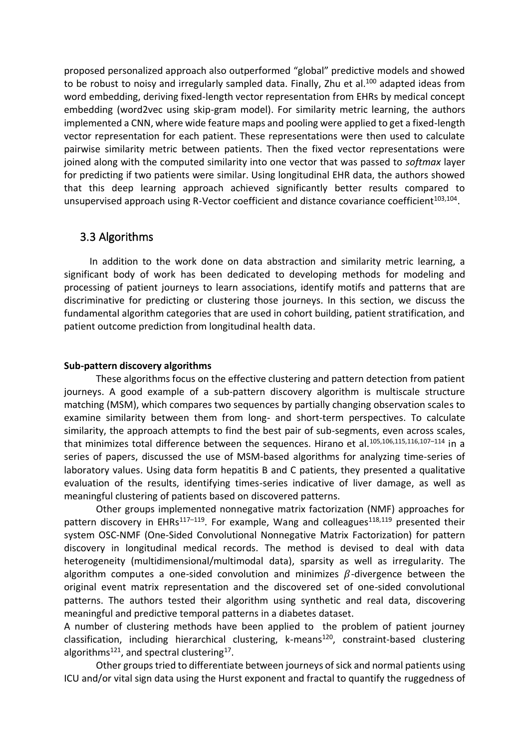proposed personalized approach also outperformed "global" predictive models and showed to be robust to noisy and irregularly sampled data. Finally, Zhu et al.[100] adapted ideas from word embedding, deriving fixed-length vector representation from EHRs by medical concept embedding (word2vec using skip-gram model). For similarity metric learning, the authors implemented a CNN, where wide feature maps and pooling were applied to get a fixed-length vector representation for each patient. These representations were then used to calculate pairwise similarity metric between patients. Then the fixed vector representations were joined along with the computed similarity into one vector that was passed to *softmax* layer for predicting if two patients were similar. Using longitudinal EHR data, the authors showed that this deep learning approach achieved significantly better results compared to unsupervised approach using R-Vector coefficient and distance covariance coefficient[103,104].

## 3.3 Algorithms

In addition to the work done on data abstraction and similarity metric learning, a significant body of work has been dedicated to developing methods for modeling and processing of patient journeys to learn associations, identify motifs and patterns that are discriminative for predicting or clustering those journeys. In this section, we discuss the fundamental algorithm categories that are used in cohort building, patient stratification, and patient outcome prediction from longitudinal health data.

**Sub-pattern discovery algorithms**

These algorithms focus on the effective clustering and pattern detection from patient journeys. A good example of a sub-pattern discovery algorithm is multiscale structure matching (MSM), which compares two sequences by partially changing observation scales to examine similarity between them from long- and short-term perspectives. To calculate similarity, the approach attempts to find the best pair of sub-segments, even across scales, that minimizes total difference between the sequences. Hirano et al.[105,106,115,116,107–114] in a series of papers, discussed the use of MSM-based algorithms for analyzing time-series of laboratory values. Using data form hepatitis B and C patients, they presented a qualitative evaluation of the results, identifying times-series indicative of liver damage, as well as meaningful clustering of patients based on discovered patterns.

Other groups implemented nonnegative matrix factorization (NMF) approaches for pattern discovery in EHRs[117–119]. For example, Wang and colleagues[118,119] presented their system OSC-NMF (One-Sided Convolutional Nonnegative Matrix Factorization) for pattern discovery in longitudinal medical records. The method is devised to deal with data heterogeneity (multidimensional/multimodal data), sparsity as well as irregularity. The algorithm computes a one-sided convolution and minimizes $\beta$-divergence between the original event matrix representation and the discovered set of one-sided convolutional patterns. The authors tested their algorithm using synthetic and real data, discovering meaningful and predictive temporal patterns in a diabetes dataset.

A number of clustering methods have been applied to the problem of patient journey classification, including hierarchical clustering, k-means[120], constraint-based clustering algorithms[121], and spectral clustering[17].

Other groups tried to differentiate between journeys of sick and normal patients using ICU and/or vital sign data using the Hurst exponent and fractal to quantify the ruggedness of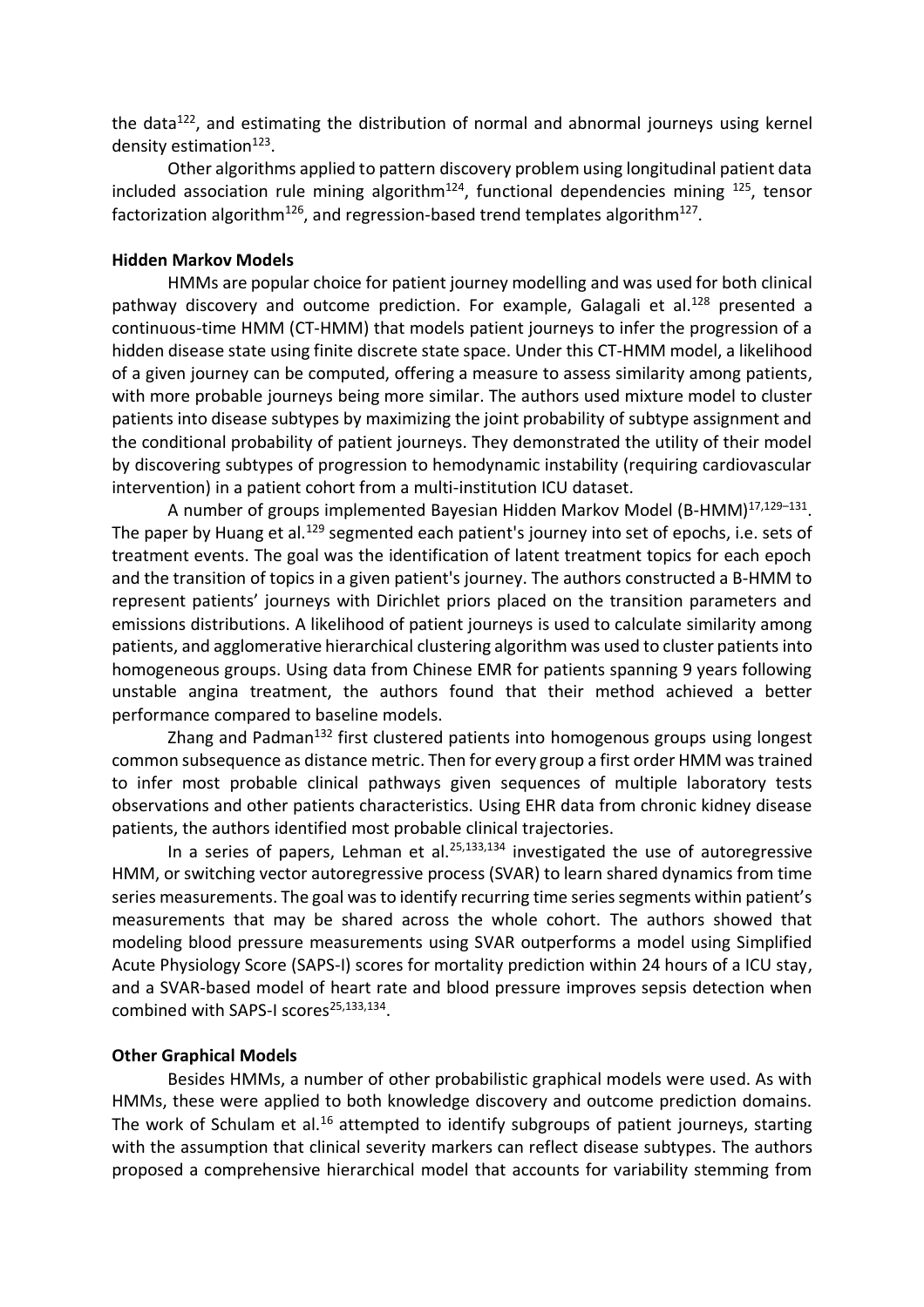the data[122], and estimating the distribution of normal and abnormal journeys using kernel density estimation[123].

Other algorithms applied to pattern discovery problem using longitudinal patient data included association rule mining algorithm[124], functional dependencies mining [125], tensor factorization algorithm[126], and regression-based trend templates algorithm[127].

**Hidden Markov Models**

HMMs are popular choice for patient journey modelling and was used for both clinical pathway discovery and outcome prediction. For example, Galagali et al.[128] presented a continuous-time HMM (CT-HMM) that models patient journeys to infer the progression of a hidden disease state using finite discrete state space. Under this CT-HMM model, a likelihood of a given journey can be computed, offering a measure to assess similarity among patients, with more probable journeys being more similar. The authors used mixture model to cluster patients into disease subtypes by maximizing the joint probability of subtype assignment and the conditional probability of patient journeys. They demonstrated the utility of their model by discovering subtypes of progression to hemodynamic instability (requiring cardiovascular intervention) in a patient cohort from a multi-institution ICU dataset.

A number of groups implemented Bayesian Hidden Markov Model (B-HMM)[17,129–131]. The paper by Huang et al.[129] segmented each patient's journey into set of epochs, i.e. sets of treatment events. The goal was the identification of latent treatment topics for each epoch and the transition of topics in a given patient's journey. The authors constructed a B-HMM to represent patients' journeys with Dirichlet priors placed on the transition parameters and emissions distributions. A likelihood of patient journeys is used to calculate similarity among patients, and agglomerative hierarchical clustering algorithm was used to cluster patients into homogeneous groups. Using data from Chinese EMR for patients spanning 9 years following unstable angina treatment, the authors found that their method achieved a better performance compared to baseline models.

Zhang and Padman[132] first clustered patients into homogenous groups using longest common subsequence as distance metric. Then for every group a first order HMM was trained to infer most probable clinical pathways given sequences of multiple laboratory tests observations and other patients characteristics. Using EHR data from chronic kidney disease patients, the authors identified most probable clinical trajectories.

In a series of papers, Lehman et al.[25,133,134] investigated the use of autoregressive HMM, or switching vector autoregressive process (SVAR) to learn shared dynamics from time series measurements. The goal was to identify recurring time series segments within patient's measurements that may be shared across the whole cohort. The authors showed that modeling blood pressure measurements using SVAR outperforms a model using Simplified Acute Physiology Score (SAPS-I) scores for mortality prediction within 24 hours of a ICU stay, and a SVAR-based model of heart rate and blood pressure improves sepsis detection when combined with SAPS-I scores[25,133,134].

**Other Graphical Models**

Besides HMMs, a number of other probabilistic graphical models were used. As with HMMs, these were applied to both knowledge discovery and outcome prediction domains. The work of Schulam et al.[16] attempted to identify subgroups of patient journeys, starting with the assumption that clinical severity markers can reflect disease subtypes. The authors proposed a comprehensive hierarchical model that accounts for variability stemming from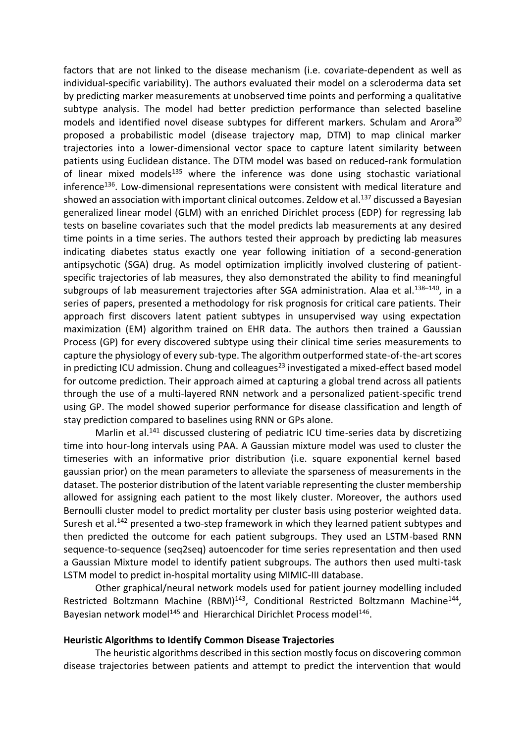factors that are not linked to the disease mechanism (i.e. covariate-dependent as well as individual-specific variability). The authors evaluated their model on a scleroderma data set by predicting marker measurements at unobserved time points and performing a qualitative subtype analysis. The model had better prediction performance than selected baseline models and identified novel disease subtypes for different markers. Schulam and Arora[30] proposed a probabilistic model (disease trajectory map, DTM) to map clinical marker trajectories into a lower-dimensional vector space to capture latent similarity between patients using Euclidean distance. The DTM model was based on reduced-rank formulation of linear mixed models[135] where the inference was done using stochastic variational inference[136]. Low-dimensional representations were consistent with medical literature and showed an association with important clinical outcomes. Zeldow et al.[137] discussed a Bayesian generalized linear model (GLM) with an enriched Dirichlet process (EDP) for regressing lab tests on baseline covariates such that the model predicts lab measurements at any desired time points in a time series. The authors tested their approach by predicting lab measures indicating diabetes status exactly one year following initiation of a second-generation antipsychotic (SGA) drug. As model optimization implicitly involved clustering of patient-specific trajectories of lab measures, they also demonstrated the ability to find meaningful subgroups of lab measurement trajectories after SGA administration. Alaa et al.[138–140], in a series of papers, presented a methodology for risk prognosis for critical care patients. Their approach first discovers latent patient subtypes in unsupervised way using expectation maximization (EM) algorithm trained on EHR data. The authors then trained a Gaussian Process (GP) for every discovered subtype using their clinical time series measurements to capture the physiology of every sub-type. The algorithm outperformed state-of-the-art scores in predicting ICU admission. Chung and colleagues[23] investigated a mixed-effect based model for outcome prediction. Their approach aimed at capturing a global trend across all patients through the use of a multi-layered RNN network and a personalized patient-specific trend using GP. The model showed superior performance for disease classification and length of stay prediction compared to baselines using RNN or GPs alone.

Marlin et al.[141] discussed clustering of pediatric ICU time-series data by discretizing time into hour-long intervals using PAA. A Gaussian mixture model was used to cluster the timeseries with an informative prior distribution (i.e. square exponential kernel based gaussian prior) on the mean parameters to alleviate the sparseness of measurements in the dataset. The posterior distribution of the latent variable representing the cluster membership allowed for assigning each patient to the most likely cluster. Moreover, the authors used Bernoulli cluster model to predict mortality per cluster basis using posterior weighted data. Suresh et al.[142] presented a two-step framework in which they learned patient subtypes and then predicted the outcome for each patient subgroups. They used an LSTM-based RNN sequence-to-sequence (seq2seq) autoencoder for time series representation and then used a Gaussian Mixture model to identify patient subgroups. The authors then used multi-task LSTM model to predict in-hospital mortality using MIMIC-III database.

Other graphical/neural network models used for patient journey modelling included Restricted Boltzmann Machine (RBM)[143], Conditional Restricted Boltzmann Machine[144], Bayesian network model[145] and Hierarchical Dirichlet Process model[146].

**Heuristic Algorithms to Identify Common Disease Trajectories**

The heuristic algorithms described in this section mostly focus on discovering common disease trajectories between patients and attempt to predict the intervention that would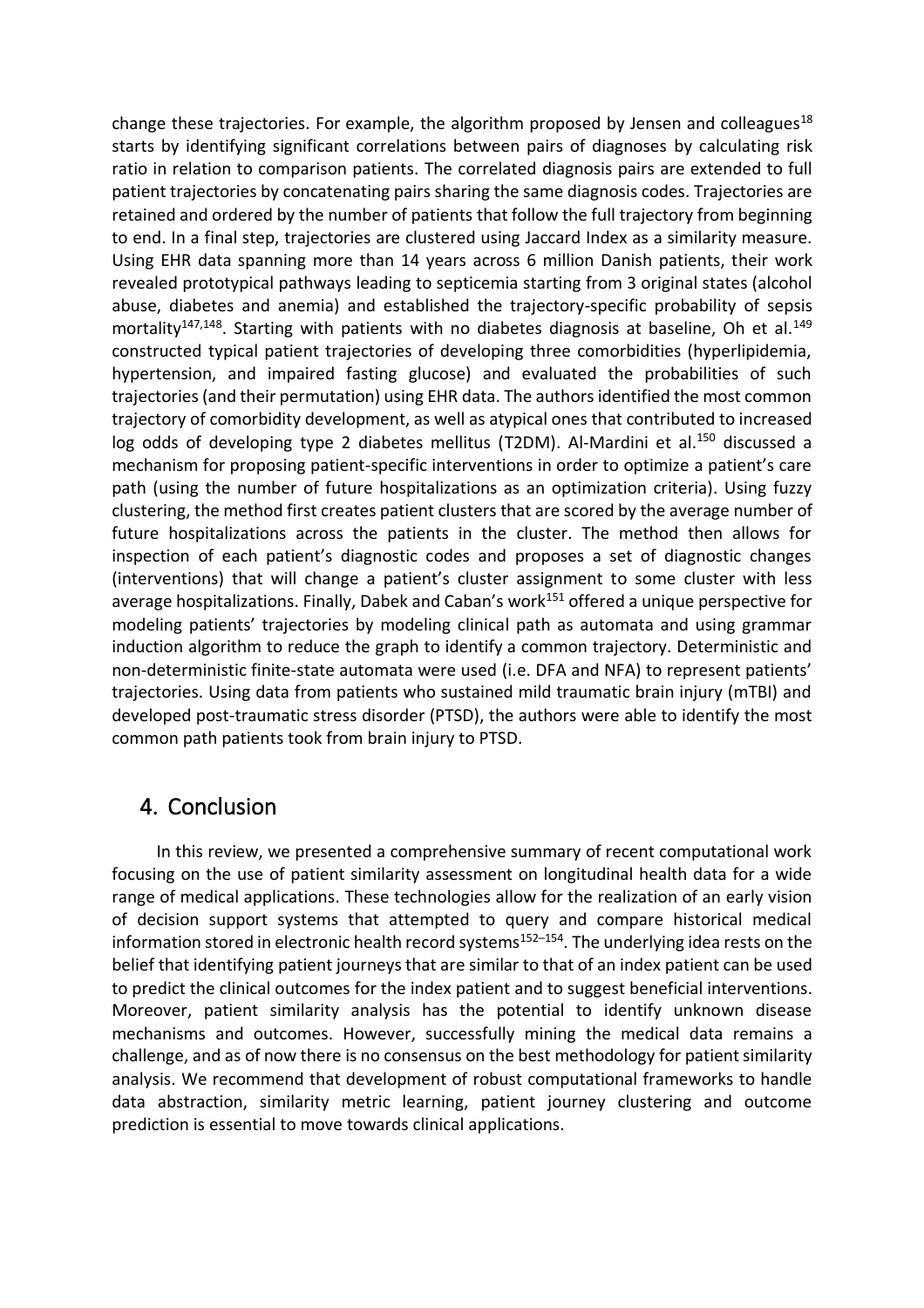change these trajectories. For example, the algorithm proposed by Jensen and colleagues[18] starts by identifying significant correlations between pairs of diagnoses by calculating risk ratio in relation to comparison patients. The correlated diagnosis pairs are extended to full patient trajectories by concatenating pairs sharing the same diagnosis codes. Trajectories are retained and ordered by the number of patients that follow the full trajectory from beginning to end. In a final step, trajectories are clustered using Jaccard Index as a similarity measure. Using EHR data spanning more than 14 years across 6 million Danish patients, their work revealed prototypical pathways leading to septicemia starting from 3 original states (alcohol abuse, diabetes and anemia) and established the trajectory-specific probability of sepsis mortality[147,148]. Starting with patients with no diabetes diagnosis at baseline, Oh et al.[149] constructed typical patient trajectories of developing three comorbidities (hyperlipidemia, hypertension, and impaired fasting glucose) and evaluated the probabilities of such trajectories (and their permutation) using EHR data. The authors identified the most common trajectory of comorbidity development, as well as atypical ones that contributed to increased log odds of developing type 2 diabetes mellitus (T2DM). Al-Mardini et al.[150] discussed a mechanism for proposing patient-specific interventions in order to optimize a patient's care path (using the number of future hospitalizations as an optimization criteria). Using fuzzy clustering, the method first creates patient clusters that are scored by the average number of future hospitalizations across the patients in the cluster. The method then allows for inspection of each patient's diagnostic codes and proposes a set of diagnostic changes (interventions) that will change a patient's cluster assignment to some cluster with less average hospitalizations. Finally, Dabek and Caban's work[151] offered a unique perspective for modeling patients' trajectories by modeling clinical path as automata and using grammar induction algorithm to reduce the graph to identify a common trajectory. Deterministic and non-deterministic finite-state automata were used (i.e. DFA and NFA) to represent patients' trajectories. Using data from patients who sustained mild traumatic brain injury (mTBI) and developed post-traumatic stress disorder (PTSD), the authors were able to identify the most common path patients took from brain injury to PTSD.

# 4. Conclusion

In this review, we presented a comprehensive summary of recent computational work focusing on the use of patient similarity assessment on longitudinal health data for a wide range of medical applications. These technologies allow for the realization of an early vision of decision support systems that attempted to query and compare historical medical information stored in electronic health record systems[152–154]. The underlying idea rests on the belief that identifying patient journeys that are similar to that of an index patient can be used to predict the clinical outcomes for the index patient and to suggest beneficial interventions. Moreover, patient similarity analysis has the potential to identify unknown disease mechanisms and outcomes. However, successfully mining the medical data remains a challenge, and as of now there is no consensus on the best methodology for patient similarity analysis. We recommend that development of robust computational frameworks to handle data abstraction, similarity metric learning, patient journey clustering and outcome prediction is essential to move towards clinical applications.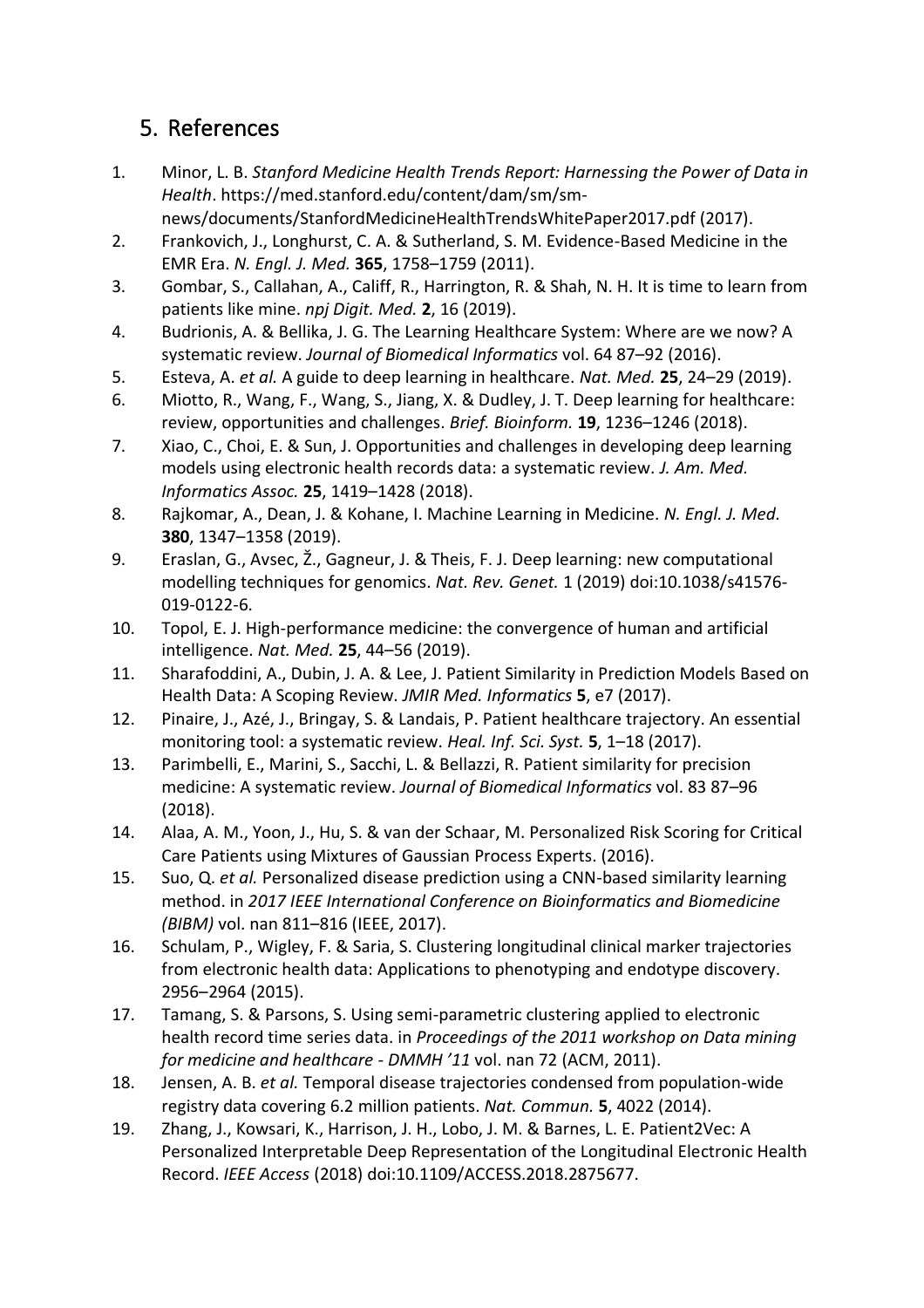## 5. References

1. Minor, L. B. *Stanford Medicine Health Trends Report: Harnessing the Power of Data in Health*. https://med.stanford.edu/content/dam/sm/sm-news/documents/StanfordMedicineHealthTrendsWhitePaper2017.pdf (2017).
2. Frankovich, J., Longhurst, C. A. & Sutherland, S. M. Evidence-Based Medicine in the EMR Era. *N. Engl. J. Med.* **365**, 1758–1759 (2011).
3. Gombar, S., Callahan, A., Califf, R., Harrington, R. & Shah, N. H. It is time to learn from patients like mine. *npj Digit. Med.* **2**, 16 (2019).
4. Budrionis, A. & Bellika, J. G. The Learning Healthcare System: Where are we now? A systematic review. *Journal of Biomedical Informatics* vol. 64 87–92 (2016).
5. Esteva, A. *et al.* A guide to deep learning in healthcare. *Nat. Med.* **25**, 24–29 (2019).
6. Miotto, R., Wang, F., Wang, S., Jiang, X. & Dudley, J. T. Deep learning for healthcare: review, opportunities and challenges. *Brief. Bioinform.* **19**, 1236–1246 (2018).
7. Xiao, C., Choi, E. & Sun, J. Opportunities and challenges in developing deep learning models using electronic health records data: a systematic review. *J. Am. Med. Informatics Assoc.* **25**, 1419–1428 (2018).
8. Rajkomar, A., Dean, J. & Kohane, I. Machine Learning in Medicine. *N. Engl. J. Med.* **380**, 1347–1358 (2019).
9. Eraslan, G., Avsec, Ž., Gagneur, J. & Theis, F. J. Deep learning: new computational modelling techniques for genomics. *Nat. Rev. Genet.* 1 (2019) doi:10.1038/s41576-019-0122-6.
10. Topol, E. J. High-performance medicine: the convergence of human and artificial intelligence. *Nat. Med.* **25**, 44–56 (2019).
11. Sharafoddini, A., Dubin, J. A. & Lee, J. Patient Similarity in Prediction Models Based on Health Data: A Scoping Review. *JMIR Med. Informatics* **5**, e7 (2017).
12. Pinaire, J., Azé, J., Bringay, S. & Landais, P. Patient healthcare trajectory. An essential monitoring tool: a systematic review. *Heal. Inf. Sci. Syst.* **5**, 1–18 (2017).
13. Parimbelli, E., Marini, S., Sacchi, L. & Bellazzi, R. Patient similarity for precision medicine: A systematic review. *Journal of Biomedical Informatics* vol. 83 87–96 (2018).
14. Alaa, A. M., Yoon, J., Hu, S. & van der Schaar, M. Personalized Risk Scoring for Critical Care Patients using Mixtures of Gaussian Process Experts. (2016).
15. Suo, Q. *et al.* Personalized disease prediction using a CNN-based similarity learning method. in *2017 IEEE International Conference on Bioinformatics and Biomedicine (BIBM)* vol. nan 811–816 (IEEE, 2017).
16. Schulam, P., Wigley, F. & Saria, S. Clustering longitudinal clinical marker trajectories from electronic health data: Applications to phenotyping and endotype discovery. 2956–2964 (2015).
17. Tamang, S. & Parsons, S. Using semi-parametric clustering applied to electronic health record time series data. in *Proceedings of the 2011 workshop on Data mining for medicine and healthcare - DMMH '11* vol. nan 72 (ACM, 2011).
18. Jensen, A. B. *et al.* Temporal disease trajectories condensed from population-wide registry data covering 6.2 million patients. *Nat. Commun.* **5**, 4022 (2014).
19. Zhang, J., Kowsari, K., Harrison, J. H., Lobo, J. M. & Barnes, L. E. Patient2Vec: A Personalized Interpretable Deep Representation of the Longitudinal Electronic Health Record. *IEEE Access* (2018) doi:10.1109/ACCESS.2018.2875677.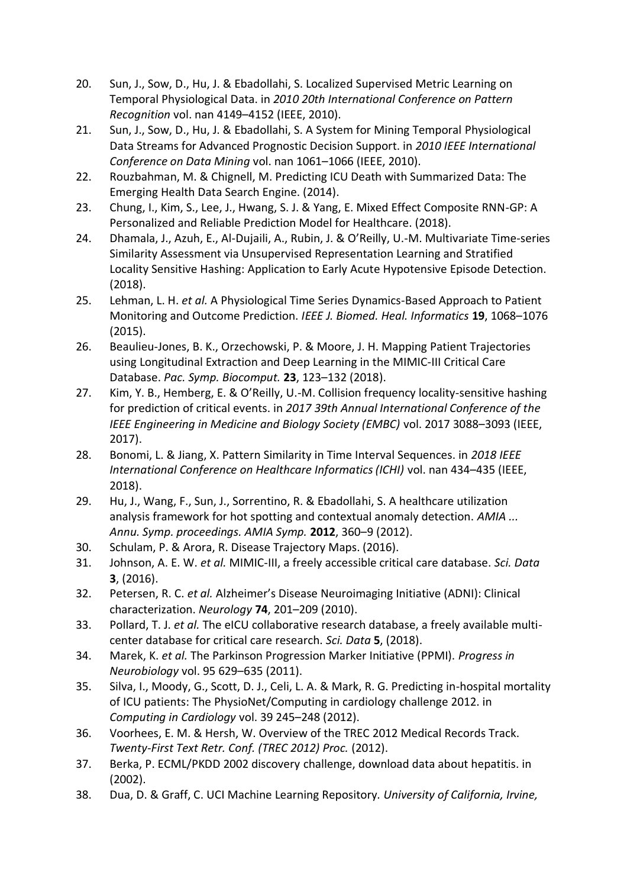20. Sun, J., Sow, D., Hu, J. & Ebadollahi, S. Localized Supervised Metric Learning on Temporal Physiological Data. in *2010 20th International Conference on Pattern Recognition* vol. nan 4149–4152 (IEEE, 2010).
21. Sun, J., Sow, D., Hu, J. & Ebadollahi, S. A System for Mining Temporal Physiological Data Streams for Advanced Prognostic Decision Support. in *2010 IEEE International Conference on Data Mining* vol. nan 1061–1066 (IEEE, 2010).
22. Rouzbahman, M. & Chignell, M. Predicting ICU Death with Summarized Data: The Emerging Health Data Search Engine. (2014).
23. Chung, I., Kim, S., Lee, J., Hwang, S. J. & Yang, E. Mixed Effect Composite RNN-GP: A Personalized and Reliable Prediction Model for Healthcare. (2018).
24. Dhamala, J., Azuh, E., Al-Dujaili, A., Rubin, J. & O'Reilly, U.-M. Multivariate Time-series Similarity Assessment via Unsupervised Representation Learning and Stratified Locality Sensitive Hashing: Application to Early Acute Hypotensive Episode Detection. (2018).
25. Lehman, L. H. *et al.* A Physiological Time Series Dynamics-Based Approach to Patient Monitoring and Outcome Prediction. *IEEE J. Biomed. Heal. Informatics* **19**, 1068–1076 (2015).
26. Beaulieu-Jones, B. K., Orzechowski, P. & Moore, J. H. Mapping Patient Trajectories using Longitudinal Extraction and Deep Learning in the MIMIC-III Critical Care Database. *Pac. Symp. Biocomput.* **23**, 123–132 (2018).
27. Kim, Y. B., Hemberg, E. & O'Reilly, U.-M. Collision frequency locality-sensitive hashing for prediction of critical events. in *2017 39th Annual International Conference of the IEEE Engineering in Medicine and Biology Society (EMBC)* vol. 2017 3088–3093 (IEEE, 2017).
28. Bonomi, L. & Jiang, X. Pattern Similarity in Time Interval Sequences. in *2018 IEEE International Conference on Healthcare Informatics (ICHI)* vol. nan 434–435 (IEEE, 2018).
29. Hu, J., Wang, F., Sun, J., Sorrentino, R. & Ebadollahi, S. A healthcare utilization analysis framework for hot spotting and contextual anomaly detection. *AMIA ... Annu. Symp. proceedings. AMIA Symp.* **2012**, 360–9 (2012).
30. Schulam, P. & Arora, R. Disease Trajectory Maps. (2016).
31. Johnson, A. E. W. *et al.* MIMIC-III, a freely accessible critical care database. *Sci. Data* **3**, (2016).
32. Petersen, R. C. *et al.* Alzheimer's Disease Neuroimaging Initiative (ADNI): Clinical characterization. *Neurology* **74**, 201–209 (2010).
33. Pollard, T. J. *et al.* The eICU collaborative research database, a freely available multi-center database for critical care research. *Sci. Data* **5**, (2018).
34. Marek, K. *et al.* The Parkinson Progression Marker Initiative (PPMI). *Progress in Neurobiology* vol. 95 629–635 (2011).
35. Silva, I., Moody, G., Scott, D. J., Celi, L. A. & Mark, R. G. Predicting in-hospital mortality of ICU patients: The PhysioNet/Computing in cardiology challenge 2012. in *Computing in Cardiology* vol. 39 245–248 (2012).
36. Voorhees, E. M. & Hersh, W. Overview of the TREC 2012 Medical Records Track. *Twenty-First Text Retr. Conf. (TREC 2012) Proc.* (2012).
37. Berka, P. ECML/PKDD 2002 discovery challenge, download data about hepatitis. in (2002).
38. Dua, D. & Graff, C. UCI Machine Learning Repository. *University of California, Irvine,*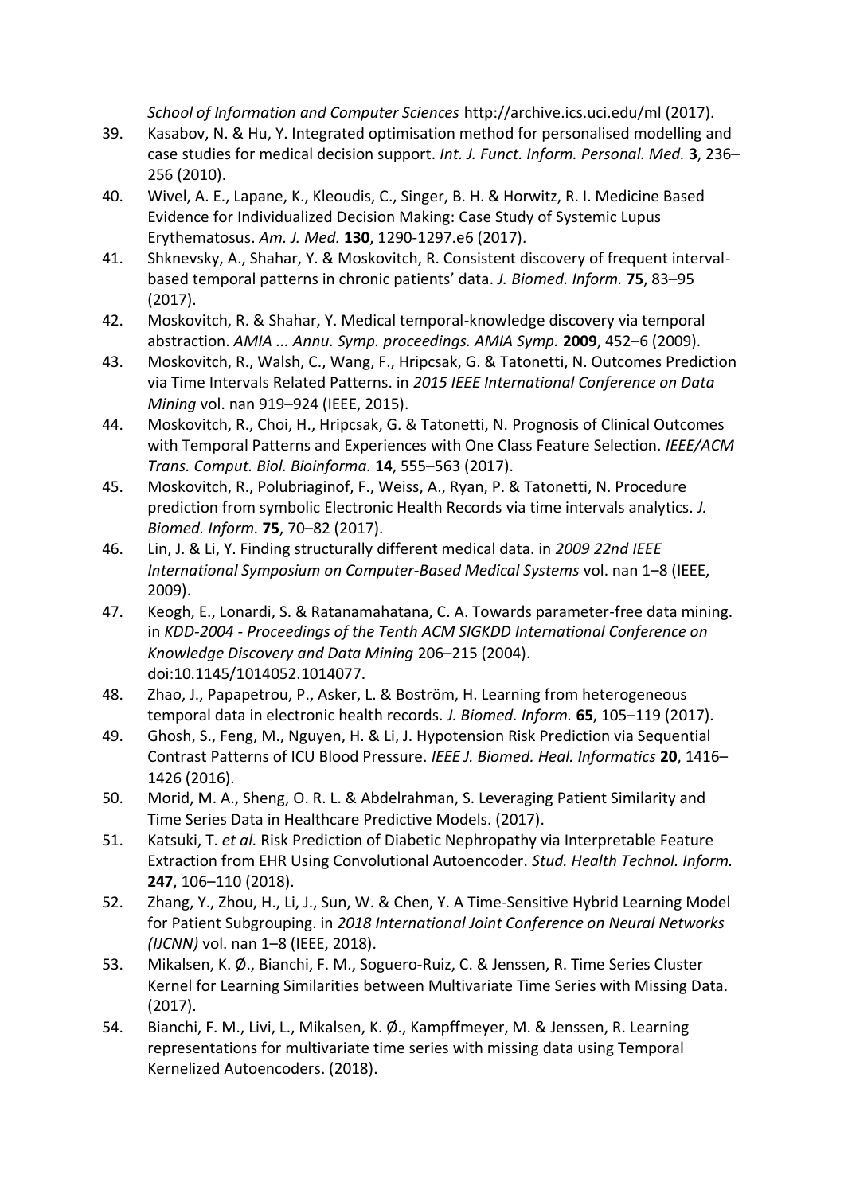*School of Information and Computer Sciences* http://archive.ics.uci.edu/ml (2017).

39. Kasabov, N. & Hu, Y. Integrated optimisation method for personalised modelling and case studies for medical decision support. *Int. J. Funct. Inform. Personal. Med.* **3**, 236–256 (2010).
40. Wivel, A. E., Lapane, K., Kleoudis, C., Singer, B. H. & Horwitz, R. I. Medicine Based Evidence for Individualized Decision Making: Case Study of Systemic Lupus Erythematosus. *Am. J. Med.* **130**, 1290-1297.e6 (2017).
41. Shknevsky, A., Shahar, Y. & Moskovitch, R. Consistent discovery of frequent interval-based temporal patterns in chronic patients' data. *J. Biomed. Inform.* **75**, 83–95 (2017).
42. Moskovitch, R. & Shahar, Y. Medical temporal-knowledge discovery via temporal abstraction. *AMIA ... Annu. Symp. proceedings. AMIA Symp.* **2009**, 452–6 (2009).
43. Moskovitch, R., Walsh, C., Wang, F., Hripcsak, G. & Tatonetti, N. Outcomes Prediction via Time Intervals Related Patterns. in *2015 IEEE International Conference on Data Mining* vol. nan 919–924 (IEEE, 2015).
44. Moskovitch, R., Choi, H., Hripcsak, G. & Tatonetti, N. Prognosis of Clinical Outcomes with Temporal Patterns and Experiences with One Class Feature Selection. *IEEE/ACM Trans. Comput. Biol. Bioinforma.* **14**, 555–563 (2017).
45. Moskovitch, R., Polubriaginof, F., Weiss, A., Ryan, P. & Tatonetti, N. Procedure prediction from symbolic Electronic Health Records via time intervals analytics. *J. Biomed. Inform.* **75**, 70–82 (2017).
46. Lin, J. & Li, Y. Finding structurally different medical data. in *2009 22nd IEEE International Symposium on Computer-Based Medical Systems* vol. nan 1–8 (IEEE, 2009).
47. Keogh, E., Lonardi, S. & Ratanamahatana, C. A. Towards parameter-free data mining. in *KDD-2004 - Proceedings of the Tenth ACM SIGKDD International Conference on Knowledge Discovery and Data Mining* 206–215 (2004). doi:10.1145/1014052.1014077.
48. Zhao, J., Papapetrou, P., Asker, L. & Boström, H. Learning from heterogeneous temporal data in electronic health records. *J. Biomed. Inform.* **65**, 105–119 (2017).
49. Ghosh, S., Feng, M., Nguyen, H. & Li, J. Hypotension Risk Prediction via Sequential Contrast Patterns of ICU Blood Pressure. *IEEE J. Biomed. Heal. Informatics* **20**, 1416–1426 (2016).
50. Morid, M. A., Sheng, O. R. L. & Abdelrahman, S. Leveraging Patient Similarity and Time Series Data in Healthcare Predictive Models. (2017).
51. Katsuki, T. *et al.* Risk Prediction of Diabetic Nephropathy via Interpretable Feature Extraction from EHR Using Convolutional Autoencoder. *Stud. Health Technol. Inform.* **247**, 106–110 (2018).
52. Zhang, Y., Zhou, H., Li, J., Sun, W. & Chen, Y. A Time-Sensitive Hybrid Learning Model for Patient Subgrouping. in *2018 International Joint Conference on Neural Networks (IJCNN)* vol. nan 1–8 (IEEE, 2018).
53. Mikalsen, K. Ø., Bianchi, F. M., Soguero-Ruiz, C. & Jenssen, R. Time Series Cluster Kernel for Learning Similarities between Multivariate Time Series with Missing Data. (2017).
54. Bianchi, F. M., Livi, L., Mikalsen, K. Ø., Kampffmeyer, M. & Jenssen, R. Learning representations for multivariate time series with missing data using Temporal Kernelized Autoencoders. (2018).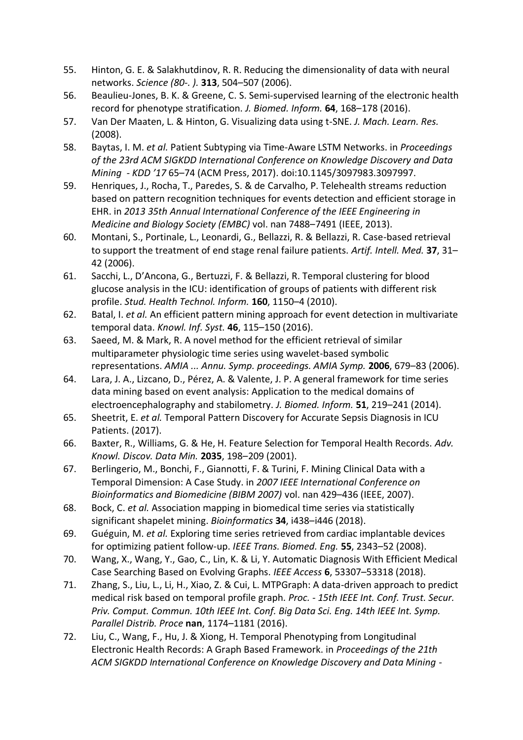55. Hinton, G. E. & Salakhutdinov, R. R. Reducing the dimensionality of data with neural networks. *Science (80-. ).* **313**, 504–507 (2006).
56. Beaulieu-Jones, B. K. & Greene, C. S. Semi-supervised learning of the electronic health record for phenotype stratification. *J. Biomed. Inform.* **64**, 168–178 (2016).
57. Van Der Maaten, L. & Hinton, G. Visualizing data using t-SNE. *J. Mach. Learn. Res.* (2008).
58. Baytas, I. M. *et al.* Patient Subtyping via Time-Aware LSTM Networks. in *Proceedings of the 23rd ACM SIGKDD International Conference on Knowledge Discovery and Data Mining - KDD '17* 65–74 (ACM Press, 2017). doi:10.1145/3097983.3097997.
59. Henriques, J., Rocha, T., Paredes, S. & de Carvalho, P. Telehealth streams reduction based on pattern recognition techniques for events detection and efficient storage in EHR. in *2013 35th Annual International Conference of the IEEE Engineering in Medicine and Biology Society (EMBC)* vol. nan 7488–7491 (IEEE, 2013).
60. Montani, S., Portinale, L., Leonardi, G., Bellazzi, R. & Bellazzi, R. Case-based retrieval to support the treatment of end stage renal failure patients. *Artif. Intell. Med.* **37**, 31–42 (2006).
61. Sacchi, L., D'Ancona, G., Bertuzzi, F. & Bellazzi, R. Temporal clustering for blood glucose analysis in the ICU: identification of groups of patients with different risk profile. *Stud. Health Technol. Inform.* **160**, 1150–4 (2010).
62. Batal, I. *et al.* An efficient pattern mining approach for event detection in multivariate temporal data. *Knowl. Inf. Syst.* **46**, 115–150 (2016).
63. Saeed, M. & Mark, R. A novel method for the efficient retrieval of similar multiparameter physiologic time series using wavelet-based symbolic representations. *AMIA ... Annu. Symp. proceedings. AMIA Symp.* **2006**, 679–83 (2006).
64. Lara, J. A., Lizcano, D., Pérez, A. & Valente, J. P. A general framework for time series data mining based on event analysis: Application to the medical domains of electroencephalography and stabilometry. *J. Biomed. Inform.* **51**, 219–241 (2014).
65. Sheetrit, E. *et al.* Temporal Pattern Discovery for Accurate Sepsis Diagnosis in ICU Patients. (2017).
66. Baxter, R., Williams, G. & He, H. Feature Selection for Temporal Health Records. *Adv. Knowl. Discov. Data Min.* **2035**, 198–209 (2001).
67. Berlingerio, M., Bonchi, F., Giannotti, F. & Turini, F. Mining Clinical Data with a Temporal Dimension: A Case Study. in *2007 IEEE International Conference on Bioinformatics and Biomedicine (BIBM 2007)* vol. nan 429–436 (IEEE, 2007).
68. Bock, C. *et al.* Association mapping in biomedical time series via statistically significant shapelet mining. *Bioinformatics* **34**, i438–i446 (2018).
69. Guéguin, M. *et al.* Exploring time series retrieved from cardiac implantable devices for optimizing patient follow-up. *IEEE Trans. Biomed. Eng.* **55**, 2343–52 (2008).
70. Wang, X., Wang, Y., Gao, C., Lin, K. & Li, Y. Automatic Diagnosis With Efficient Medical Case Searching Based on Evolving Graphs. *IEEE Access* **6**, 53307–53318 (2018).
71. Zhang, S., Liu, L., Li, H., Xiao, Z. & Cui, L. MTPGraph: A data-driven approach to predict medical risk based on temporal profile graph. *Proc. - 15th IEEE Int. Conf. Trust. Secur. Priv. Comput. Commun. 10th IEEE Int. Conf. Big Data Sci. Eng. 14th IEEE Int. Symp. Parallel Distrib. Proce* **nan**, 1174–1181 (2016).
72. Liu, C., Wang, F., Hu, J. & Xiong, H. Temporal Phenotyping from Longitudinal Electronic Health Records: A Graph Based Framework. in *Proceedings of the 21th ACM SIGKDD International Conference on Knowledge Discovery and Data Mining -*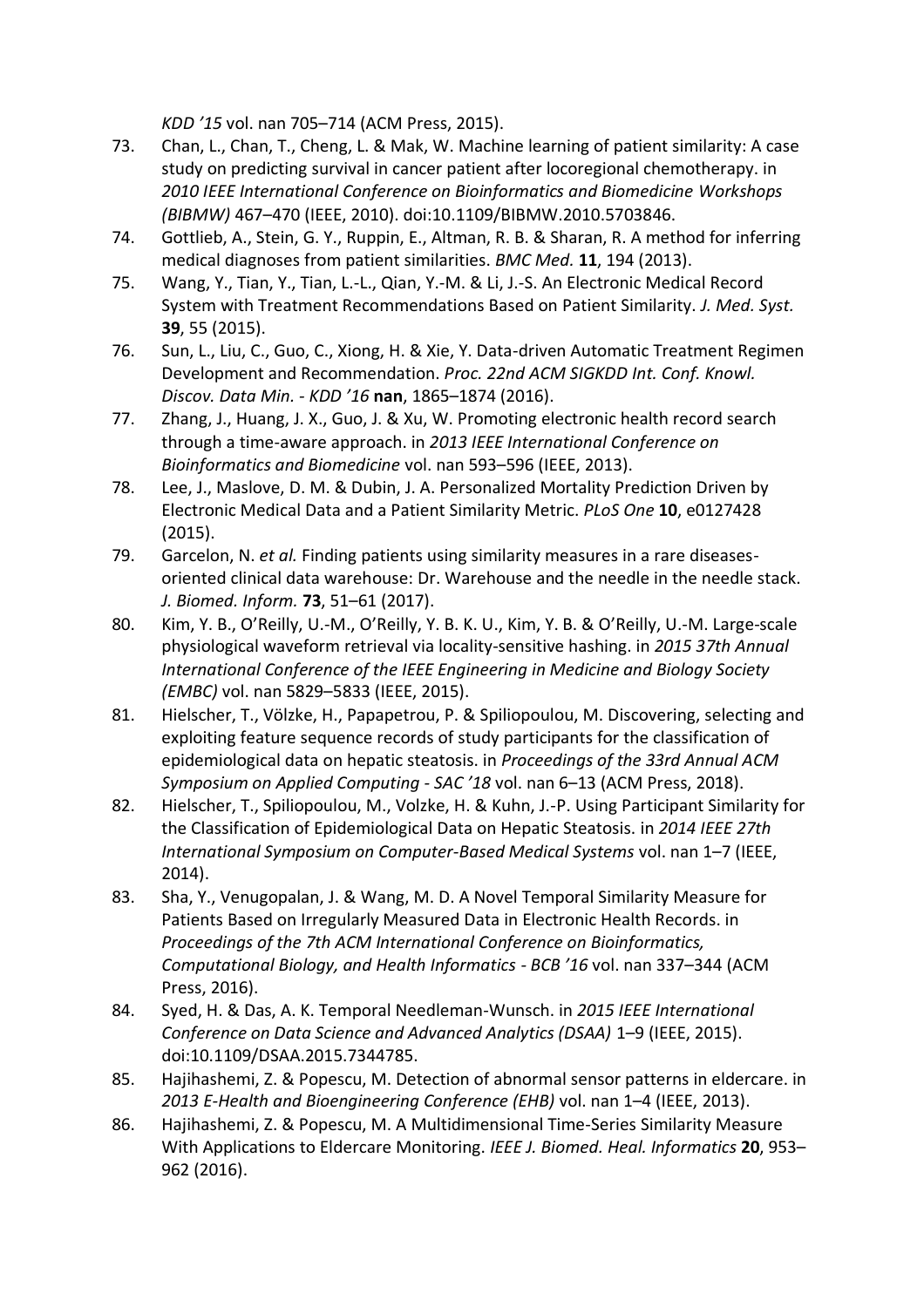*KDD '15* vol. nan 705–714 (ACM Press, 2015).

73. Chan, L., Chan, T., Cheng, L. & Mak, W. Machine learning of patient similarity: A case study on predicting survival in cancer patient after locoregional chemotherapy. in *2010 IEEE International Conference on Bioinformatics and Biomedicine Workshops (BIBMW)* 467–470 (IEEE, 2010). doi:10.1109/BIBMW.2010.5703846.
74. Gottlieb, A., Stein, G. Y., Ruppin, E., Altman, R. B. & Sharan, R. A method for inferring medical diagnoses from patient similarities. *BMC Med.* **11**, 194 (2013).
75. Wang, Y., Tian, Y., Tian, L.-L., Qian, Y.-M. & Li, J.-S. An Electronic Medical Record System with Treatment Recommendations Based on Patient Similarity. *J. Med. Syst.* **39**, 55 (2015).
76. Sun, L., Liu, C., Guo, C., Xiong, H. & Xie, Y. Data-driven Automatic Treatment Regimen Development and Recommendation. *Proc. 22nd ACM SIGKDD Int. Conf. Knowl. Discov. Data Min. - KDD '16* **nan**, 1865–1874 (2016).
77. Zhang, J., Huang, J. X., Guo, J. & Xu, W. Promoting electronic health record search through a time-aware approach. in *2013 IEEE International Conference on Bioinformatics and Biomedicine* vol. nan 593–596 (IEEE, 2013).
78. Lee, J., Maslove, D. M. & Dubin, J. A. Personalized Mortality Prediction Driven by Electronic Medical Data and a Patient Similarity Metric. *PLoS One* **10**, e0127428 (2015).
79. Garcelon, N. *et al.* Finding patients using similarity measures in a rare diseases-oriented clinical data warehouse: Dr. Warehouse and the needle in the needle stack. *J. Biomed. Inform.* **73**, 51–61 (2017).
80. Kim, Y. B., O'Reilly, U.-M., O'Reilly, Y. B. K. U., Kim, Y. B. & O'Reilly, U.-M. Large-scale physiological waveform retrieval via locality-sensitive hashing. in *2015 37th Annual International Conference of the IEEE Engineering in Medicine and Biology Society (EMBC)* vol. nan 5829–5833 (IEEE, 2015).
81. Hielscher, T., Völzke, H., Papapetrou, P. & Spiliopoulou, M. Discovering, selecting and exploiting feature sequence records of study participants for the classification of epidemiological data on hepatic steatosis. in *Proceedings of the 33rd Annual ACM Symposium on Applied Computing - SAC '18* vol. nan 6–13 (ACM Press, 2018).
82. Hielscher, T., Spiliopoulou, M., Volzke, H. & Kuhn, J.-P. Using Participant Similarity for the Classification of Epidemiological Data on Hepatic Steatosis. in *2014 IEEE 27th International Symposium on Computer-Based Medical Systems* vol. nan 1–7 (IEEE, 2014).
83. Sha, Y., Venugopalan, J. & Wang, M. D. A Novel Temporal Similarity Measure for Patients Based on Irregularly Measured Data in Electronic Health Records. in *Proceedings of the 7th ACM International Conference on Bioinformatics, Computational Biology, and Health Informatics - BCB '16* vol. nan 337–344 (ACM Press, 2016).
84. Syed, H. & Das, A. K. Temporal Needleman-Wunsch. in *2015 IEEE International Conference on Data Science and Advanced Analytics (DSAA)* 1–9 (IEEE, 2015). doi:10.1109/DSAA.2015.7344785.
85. Hajihashemi, Z. & Popescu, M. Detection of abnormal sensor patterns in eldercare. in *2013 E-Health and Bioengineering Conference (EHB)* vol. nan 1–4 (IEEE, 2013).
86. Hajihashemi, Z. & Popescu, M. A Multidimensional Time-Series Similarity Measure With Applications to Eldercare Monitoring. *IEEE J. Biomed. Heal. Informatics* **20**, 953–962 (2016).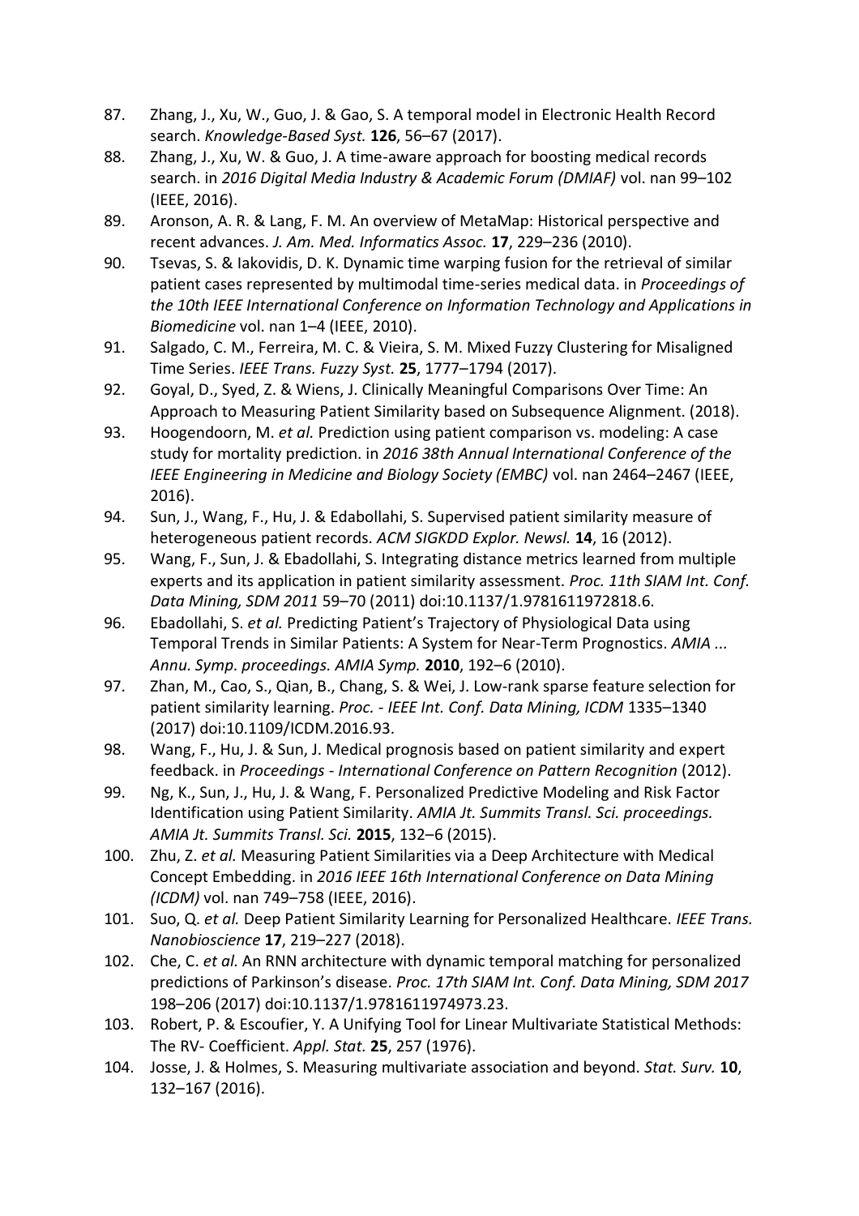87. Zhang, J., Xu, W., Guo, J. & Gao, S. A temporal model in Electronic Health Record search. *Knowledge-Based Syst.* **126**, 56–67 (2017).
88. Zhang, J., Xu, W. & Guo, J. A time-aware approach for boosting medical records search. in *2016 Digital Media Industry & Academic Forum (DMIAF)* vol. nan 99–102 (IEEE, 2016).
89. Aronson, A. R. & Lang, F. M. An overview of MetaMap: Historical perspective and recent advances. *J. Am. Med. Informatics Assoc.* **17**, 229–236 (2010).
90. Tsevas, S. & Iakovidis, D. K. Dynamic time warping fusion for the retrieval of similar patient cases represented by multimodal time-series medical data. in *Proceedings of the 10th IEEE International Conference on Information Technology and Applications in Biomedicine* vol. nan 1–4 (IEEE, 2010).
91. Salgado, C. M., Ferreira, M. C. & Vieira, S. M. Mixed Fuzzy Clustering for Misaligned Time Series. *IEEE Trans. Fuzzy Syst.* **25**, 1777–1794 (2017).
92. Goyal, D., Syed, Z. & Wiens, J. Clinically Meaningful Comparisons Over Time: An Approach to Measuring Patient Similarity based on Subsequence Alignment. (2018).
93. Hoogendoorn, M. *et al.* Prediction using patient comparison vs. modeling: A case study for mortality prediction. in *2016 38th Annual International Conference of the IEEE Engineering in Medicine and Biology Society (EMBC)* vol. nan 2464–2467 (IEEE, 2016).
94. Sun, J., Wang, F., Hu, J. & Edabollahi, S. Supervised patient similarity measure of heterogeneous patient records. *ACM SIGKDD Explor. Newsl.* **14**, 16 (2012).
95. Wang, F., Sun, J. & Ebadollahi, S. Integrating distance metrics learned from multiple experts and its application in patient similarity assessment. *Proc. 11th SIAM Int. Conf. Data Mining, SDM 2011* 59–70 (2011) doi:10.1137/1.9781611972818.6.
96. Ebadollahi, S. *et al.* Predicting Patient's Trajectory of Physiological Data using Temporal Trends in Similar Patients: A System for Near-Term Prognostics. *AMIA ... Annu. Symp. proceedings. AMIA Symp.* **2010**, 192–6 (2010).
97. Zhan, M., Cao, S., Qian, B., Chang, S. & Wei, J. Low-rank sparse feature selection for patient similarity learning. *Proc. - IEEE Int. Conf. Data Mining, ICDM* 1335–1340 (2017) doi:10.1109/ICDM.2016.93.
98. Wang, F., Hu, J. & Sun, J. Medical prognosis based on patient similarity and expert feedback. in *Proceedings - International Conference on Pattern Recognition* (2012).
99. Ng, K., Sun, J., Hu, J. & Wang, F. Personalized Predictive Modeling and Risk Factor Identification using Patient Similarity. *AMIA Jt. Summits Transl. Sci. proceedings. AMIA Jt. Summits Transl. Sci.* **2015**, 132–6 (2015).
100. Zhu, Z. *et al.* Measuring Patient Similarities via a Deep Architecture with Medical Concept Embedding. in *2016 IEEE 16th International Conference on Data Mining (ICDM)* vol. nan 749–758 (IEEE, 2016).
101. Suo, Q. *et al.* Deep Patient Similarity Learning for Personalized Healthcare. *IEEE Trans. Nanobioscience* **17**, 219–227 (2018).
102. Che, C. *et al.* An RNN architecture with dynamic temporal matching for personalized predictions of Parkinson's disease. *Proc. 17th SIAM Int. Conf. Data Mining, SDM 2017* 198–206 (2017) doi:10.1137/1.9781611974973.23.
103. Robert, P. & Escoufier, Y. A Unifying Tool for Linear Multivariate Statistical Methods: The RV- Coefficient. *Appl. Stat.* **25**, 257 (1976).
104. Josse, J. & Holmes, S. Measuring multivariate association and beyond. *Stat. Surv.* **10**, 132–167 (2016).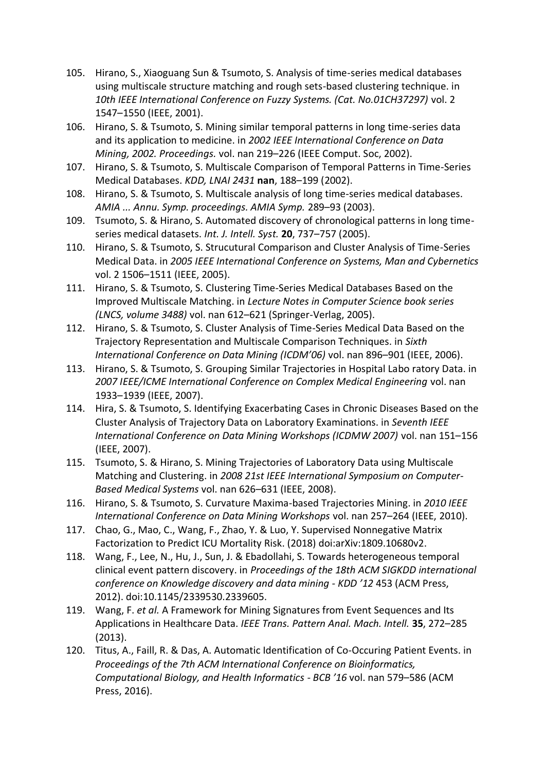105. Hirano, S., Xiaoguang Sun & Tsumoto, S. Analysis of time-series medical databases using multiscale structure matching and rough sets-based clustering technique. in *10th IEEE International Conference on Fuzzy Systems. (Cat. No.01CH37297)* vol. 2 1547–1550 (IEEE, 2001).
106. Hirano, S. & Tsumoto, S. Mining similar temporal patterns in long time-series data and its application to medicine. in *2002 IEEE International Conference on Data Mining, 2002. Proceedings.* vol. nan 219–226 (IEEE Comput. Soc, 2002).
107. Hirano, S. & Tsumoto, S. Multiscale Comparison of Temporal Patterns in Time-Series Medical Databases. *KDD, LNAI 2431* **nan**, 188–199 (2002).
108. Hirano, S. & Tsumoto, S. Multiscale analysis of long time-series medical databases. *AMIA ... Annu. Symp. proceedings. AMIA Symp.* 289–93 (2003).
109. Tsumoto, S. & Hirano, S. Automated discovery of chronological patterns in long time-series medical datasets. *Int. J. Intell. Syst.* **20**, 737–757 (2005).
110. Hirano, S. & Tsumoto, S. Strucutural Comparison and Cluster Analysis of Time-Series Medical Data. in *2005 IEEE International Conference on Systems, Man and Cybernetics* vol. 2 1506–1511 (IEEE, 2005).
111. Hirano, S. & Tsumoto, S. Clustering Time-Series Medical Databases Based on the Improved Multiscale Matching. in *Lecture Notes in Computer Science book series (LNCS, volume 3488)* vol. nan 612–621 (Springer-Verlag, 2005).
112. Hirano, S. & Tsumoto, S. Cluster Analysis of Time-Series Medical Data Based on the Trajectory Representation and Multiscale Comparison Techniques. in *Sixth International Conference on Data Mining (ICDM'06)* vol. nan 896–901 (IEEE, 2006).
113. Hirano, S. & Tsumoto, S. Grouping Similar Trajectories in Hospital Labo ratory Data. in *2007 IEEE/ICME International Conference on Complex Medical Engineering* vol. nan 1933–1939 (IEEE, 2007).
114. Hira, S. & Tsumoto, S. Identifying Exacerbating Cases in Chronic Diseases Based on the Cluster Analysis of Trajectory Data on Laboratory Examinations. in *Seventh IEEE International Conference on Data Mining Workshops (ICDMW 2007)* vol. nan 151–156 (IEEE, 2007).
115. Tsumoto, S. & Hirano, S. Mining Trajectories of Laboratory Data using Multiscale Matching and Clustering. in *2008 21st IEEE International Symposium on Computer-Based Medical Systems* vol. nan 626–631 (IEEE, 2008).
116. Hirano, S. & Tsumoto, S. Curvature Maxima-based Trajectories Mining. in *2010 IEEE International Conference on Data Mining Workshops* vol. nan 257–264 (IEEE, 2010).
117. Chao, G., Mao, C., Wang, F., Zhao, Y. & Luo, Y. Supervised Nonnegative Matrix Factorization to Predict ICU Mortality Risk. (2018) doi:arXiv:1809.10680v2.
118. Wang, F., Lee, N., Hu, J., Sun, J. & Ebadollahi, S. Towards heterogeneous temporal clinical event pattern discovery. in *Proceedings of the 18th ACM SIGKDD international conference on Knowledge discovery and data mining - KDD '12* 453 (ACM Press, 2012). doi:10.1145/2339530.2339605.
119. Wang, F. *et al.* A Framework for Mining Signatures from Event Sequences and Its Applications in Healthcare Data. *IEEE Trans. Pattern Anal. Mach. Intell.* **35**, 272–285 (2013).
120. Titus, A., Faill, R. & Das, A. Automatic Identification of Co-Occuring Patient Events. in *Proceedings of the 7th ACM International Conference on Bioinformatics, Computational Biology, and Health Informatics - BCB '16* vol. nan 579–586 (ACM Press, 2016).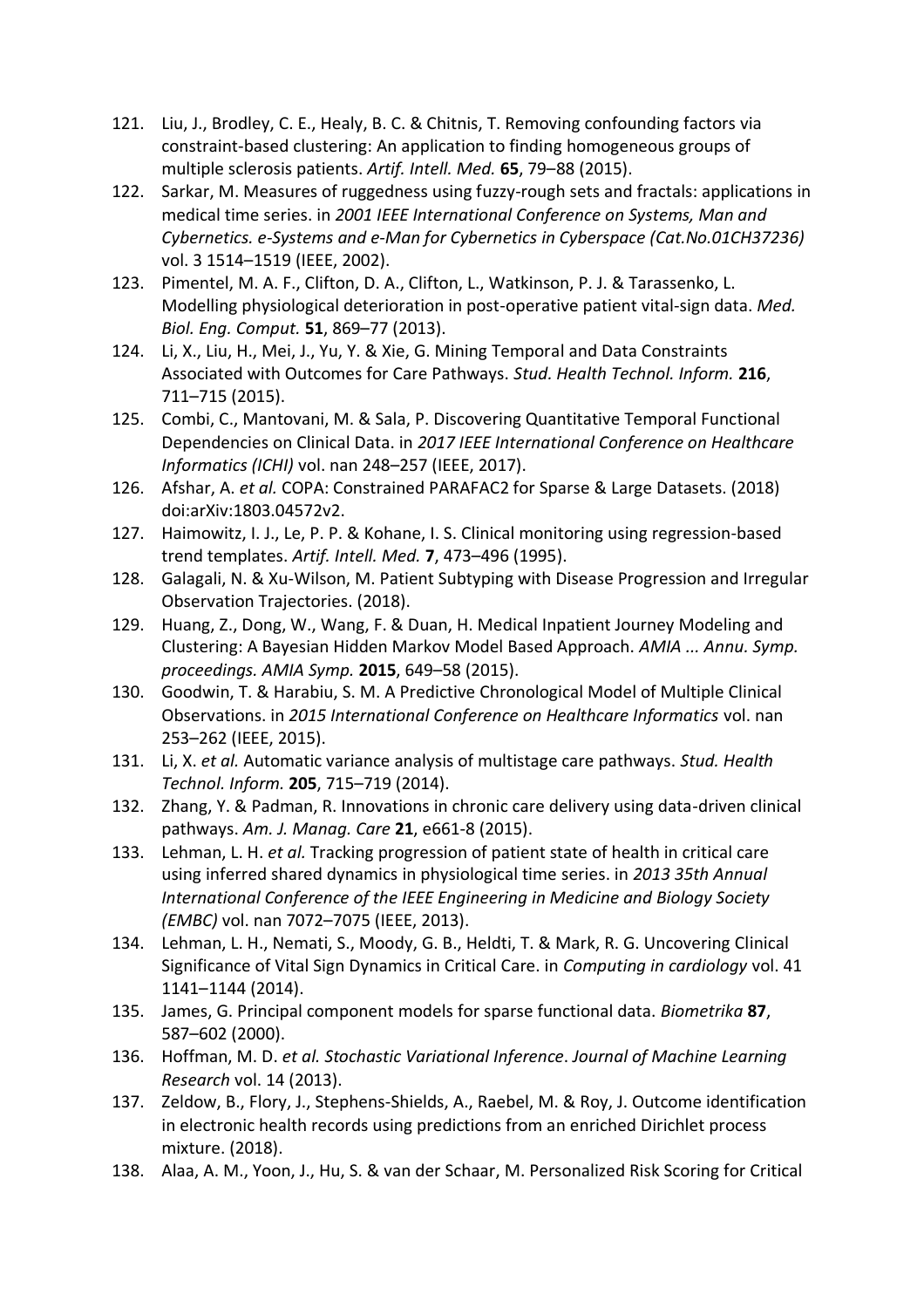121. Liu, J., Brodley, C. E., Healy, B. C. & Chitnis, T. Removing confounding factors via constraint-based clustering: An application to finding homogeneous groups of multiple sclerosis patients. *Artif. Intell. Med.* **65**, 79–88 (2015).
122. Sarkar, M. Measures of ruggedness using fuzzy-rough sets and fractals: applications in medical time series. in *2001 IEEE International Conference on Systems, Man and Cybernetics. e-Systems and e-Man for Cybernetics in Cyberspace (Cat.No.01CH37236)* vol. 3 1514–1519 (IEEE, 2002).
123. Pimentel, M. A. F., Clifton, D. A., Clifton, L., Watkinson, P. J. & Tarassenko, L. Modelling physiological deterioration in post-operative patient vital-sign data. *Med. Biol. Eng. Comput.* **51**, 869–77 (2013).
124. Li, X., Liu, H., Mei, J., Yu, Y. & Xie, G. Mining Temporal and Data Constraints Associated with Outcomes for Care Pathways. *Stud. Health Technol. Inform.* **216**, 711–715 (2015).
125. Combi, C., Mantovani, M. & Sala, P. Discovering Quantitative Temporal Functional Dependencies on Clinical Data. in *2017 IEEE International Conference on Healthcare Informatics (ICHI)* vol. nan 248–257 (IEEE, 2017).
126. Afshar, A. *et al.* COPA: Constrained PARAFAC2 for Sparse & Large Datasets. (2018) doi:arXiv:1803.04572v2.
127. Haimowitz, I. J., Le, P. P. & Kohane, I. S. Clinical monitoring using regression-based trend templates. *Artif. Intell. Med.* **7**, 473–496 (1995).
128. Galagali, N. & Xu-Wilson, M. Patient Subtyping with Disease Progression and Irregular Observation Trajectories. (2018).
129. Huang, Z., Dong, W., Wang, F. & Duan, H. Medical Inpatient Journey Modeling and Clustering: A Bayesian Hidden Markov Model Based Approach. *AMIA ... Annu. Symp. proceedings. AMIA Symp.* **2015**, 649–58 (2015).
130. Goodwin, T. & Harabiu, S. M. A Predictive Chronological Model of Multiple Clinical Observations. in *2015 International Conference on Healthcare Informatics* vol. nan 253–262 (IEEE, 2015).
131. Li, X. *et al.* Automatic variance analysis of multistage care pathways. *Stud. Health Technol. Inform.* **205**, 715–719 (2014).
132. Zhang, Y. & Padman, R. Innovations in chronic care delivery using data-driven clinical pathways. *Am. J. Manag. Care* **21**, e661-8 (2015).
133. Lehman, L. H. *et al.* Tracking progression of patient state of health in critical care using inferred shared dynamics in physiological time series. in *2013 35th Annual International Conference of the IEEE Engineering in Medicine and Biology Society (EMBC)* vol. nan 7072–7075 (IEEE, 2013).
134. Lehman, L. H., Nemati, S., Moody, G. B., Heldti, T. & Mark, R. G. Uncovering Clinical Significance of Vital Sign Dynamics in Critical Care. in *Computing in cardiology* vol. 41 1141–1144 (2014).
135. James, G. Principal component models for sparse functional data. *Biometrika* **87**, 587–602 (2000).
136. Hoffman, M. D. *et al. Stochastic Variational Inference*. *Journal of Machine Learning Research* vol. 14 (2013).
137. Zeldow, B., Flory, J., Stephens-Shields, A., Raebel, M. & Roy, J. Outcome identification in electronic health records using predictions from an enriched Dirichlet process mixture. (2018).
138. Alaa, A. M., Yoon, J., Hu, S. & van der Schaar, M. Personalized Risk Scoring for Critical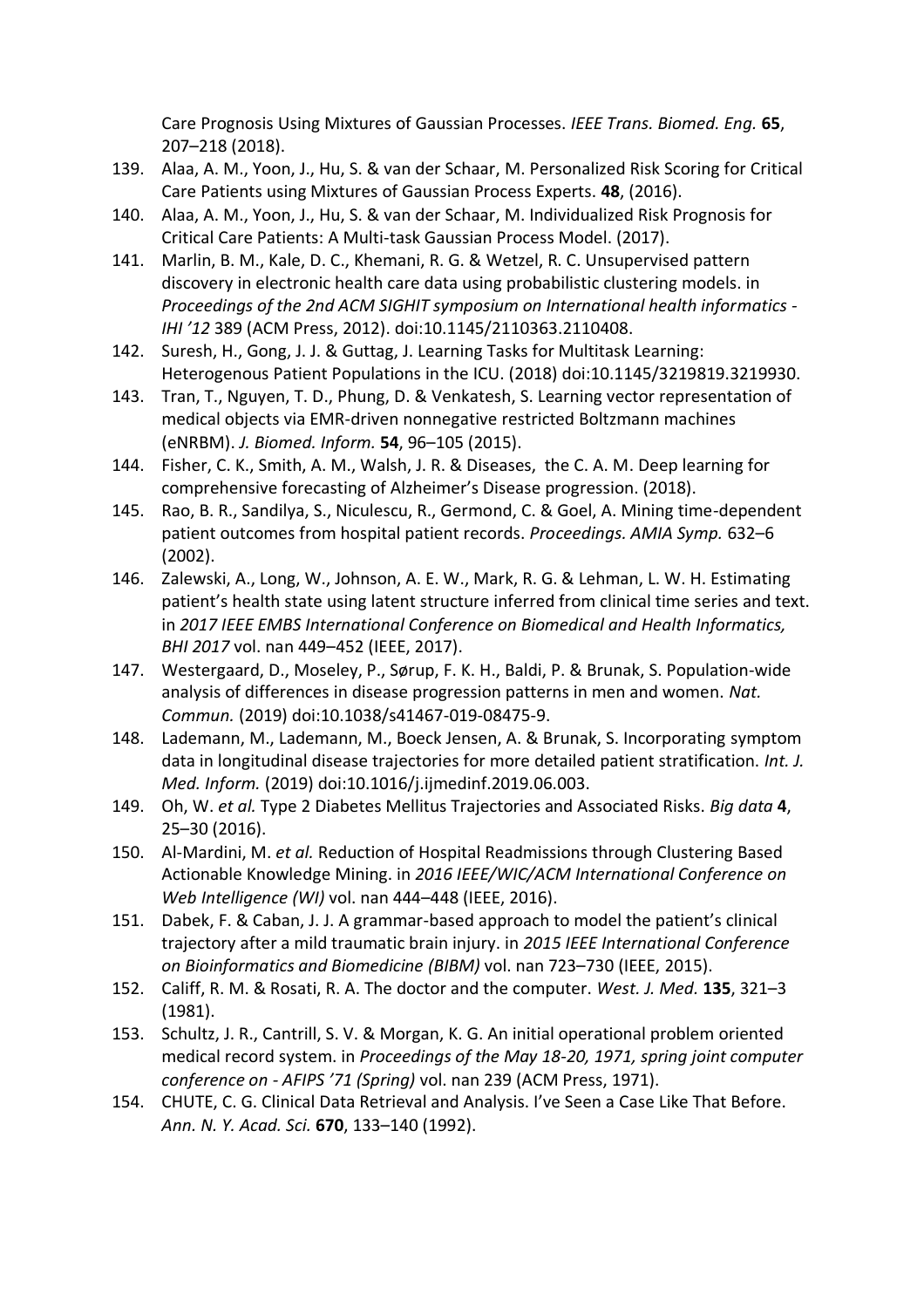Care Prognosis Using Mixtures of Gaussian Processes. *IEEE Trans. Biomed. Eng.* **65**, 207–218 (2018).

139. Alaa, A. M., Yoon, J., Hu, S. & van der Schaar, M. Personalized Risk Scoring for Critical Care Patients using Mixtures of Gaussian Process Experts. **48**, (2016).
140. Alaa, A. M., Yoon, J., Hu, S. & van der Schaar, M. Individualized Risk Prognosis for Critical Care Patients: A Multi-task Gaussian Process Model. (2017).
141. Marlin, B. M., Kale, D. C., Khemani, R. G. & Wetzel, R. C. Unsupervised pattern discovery in electronic health care data using probabilistic clustering models. in *Proceedings of the 2nd ACM SIGHIT symposium on International health informatics - IHI '12* 389 (ACM Press, 2012). doi:10.1145/2110363.2110408.
142. Suresh, H., Gong, J. J. & Guttag, J. Learning Tasks for Multitask Learning: Heterogenous Patient Populations in the ICU. (2018) doi:10.1145/3219819.3219930.
143. Tran, T., Nguyen, T. D., Phung, D. & Venkatesh, S. Learning vector representation of medical objects via EMR-driven nonnegative restricted Boltzmann machines (eNRBM). *J. Biomed. Inform.* **54**, 96–105 (2015).
144. Fisher, C. K., Smith, A. M., Walsh, J. R. & Diseases, the C. A. M. Deep learning for comprehensive forecasting of Alzheimer's Disease progression. (2018).
145. Rao, B. R., Sandilya, S., Niculescu, R., Germond, C. & Goel, A. Mining time-dependent patient outcomes from hospital patient records. *Proceedings. AMIA Symp.* 632–6 (2002).
146. Zalewski, A., Long, W., Johnson, A. E. W., Mark, R. G. & Lehman, L. W. H. Estimating patient's health state using latent structure inferred from clinical time series and text. in *2017 IEEE EMBS International Conference on Biomedical and Health Informatics, BHI 2017* vol. nan 449–452 (IEEE, 2017).
147. Westergaard, D., Moseley, P., Sørup, F. K. H., Baldi, P. & Brunak, S. Population-wide analysis of differences in disease progression patterns in men and women. *Nat. Commun.* (2019) doi:10.1038/s41467-019-08475-9.
148. Lademann, M., Lademann, M., Boeck Jensen, A. & Brunak, S. Incorporating symptom data in longitudinal disease trajectories for more detailed patient stratification. *Int. J. Med. Inform.* (2019) doi:10.1016/j.ijmedinf.2019.06.003.
149. Oh, W. *et al.* Type 2 Diabetes Mellitus Trajectories and Associated Risks. *Big data* **4**, 25–30 (2016).
150. Al-Mardini, M. *et al.* Reduction of Hospital Readmissions through Clustering Based Actionable Knowledge Mining. in *2016 IEEE/WIC/ACM International Conference on Web Intelligence (WI)* vol. nan 444–448 (IEEE, 2016).
151. Dabek, F. & Caban, J. J. A grammar-based approach to model the patient's clinical trajectory after a mild traumatic brain injury. in *2015 IEEE International Conference on Bioinformatics and Biomedicine (BIBM)* vol. nan 723–730 (IEEE, 2015).
152. Califf, R. M. & Rosati, R. A. The doctor and the computer. *West. J. Med.* **135**, 321–3 (1981).
153. Schultz, J. R., Cantrill, S. V. & Morgan, K. G. An initial operational problem oriented medical record system. in *Proceedings of the May 18-20, 1971, spring joint computer conference on - AFIPS '71 (Spring)* vol. nan 239 (ACM Press, 1971).
154. CHUTE, C. G. Clinical Data Retrieval and Analysis. I've Seen a Case Like That Before. *Ann. N. Y. Acad. Sci.* **670**, 133–140 (1992).